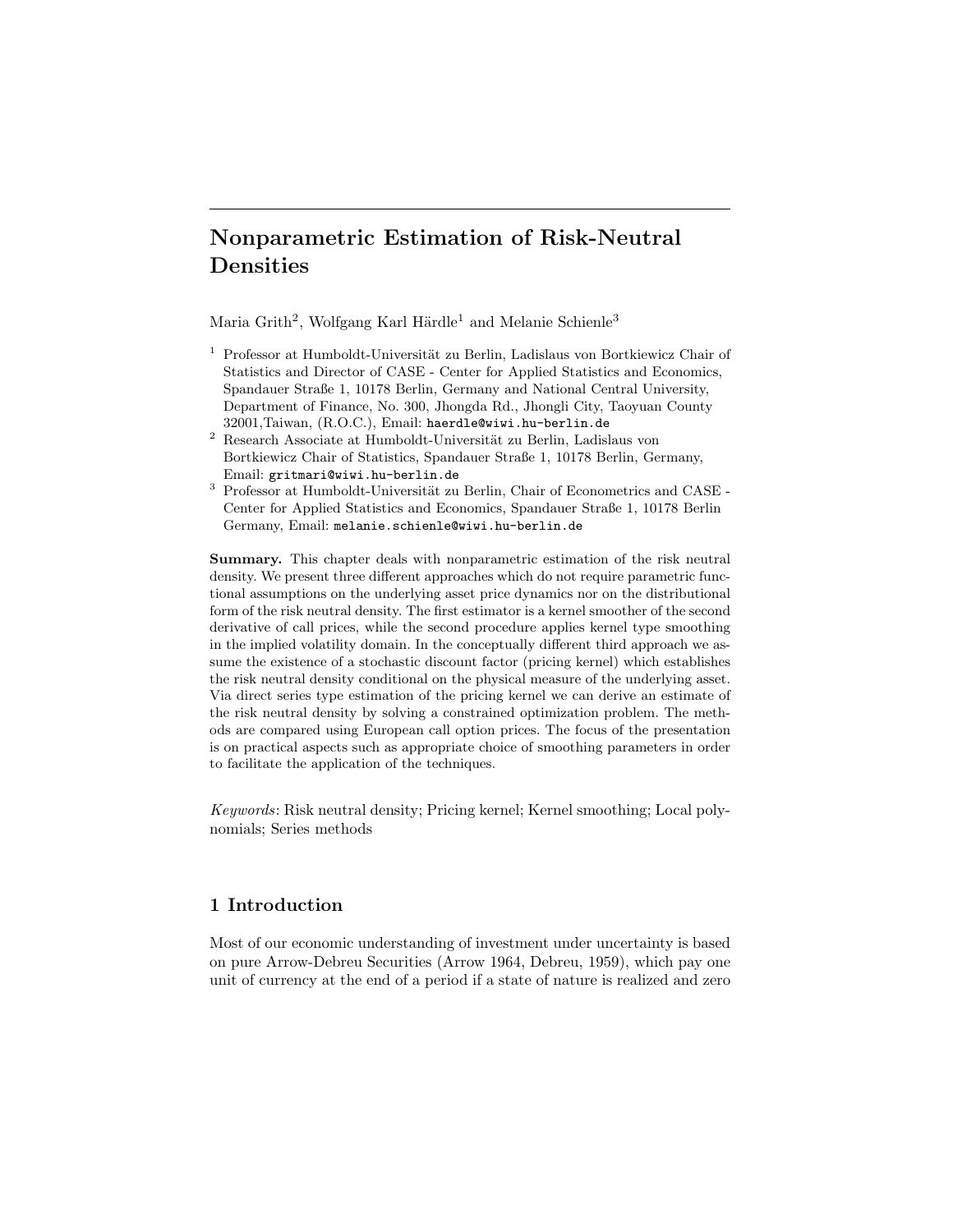# Nonparametric Estimation of Risk-Neutral Densities

Maria Grith[2], Wolfgang Karl Härdle[1] and Melanie Schienle[3]

[1] Professor at Humboldt-Universität zu Berlin, Ladislaus von Bortkiewicz Chair of Statistics and Director of CASE - Center for Applied Statistics and Economics, Spandauer Straße 1, 10178 Berlin, Germany and National Central University, Department of Finance, No. 300, Jhongda Rd., Jhongli City, Taoyuan County 32001,Taiwan, (R.O.C.), Email: haerdle@wiwi.hu-berlin.de

[2] Research Associate at Humboldt-Universität zu Berlin, Ladislaus von Bortkiewicz Chair of Statistics, Spandauer Straße 1, 10178 Berlin, Germany, Email: gritmari@wiwi.hu-berlin.de

[3] Professor at Humboldt-Universität zu Berlin, Chair of Econometrics and CASE - Center for Applied Statistics and Economics, Spandauer Straße 1, 10178 Berlin Germany, Email: melanie.schienle@wiwi.hu-berlin.de

**Summary.** This chapter deals with nonparametric estimation of the risk neutral density. We present three different approaches which do not require parametric functional assumptions on the underlying asset price dynamics nor on the distributional form of the risk neutral density. The first estimator is a kernel smoother of the second derivative of call prices, while the second procedure applies kernel type smoothing in the implied volatility domain. In the conceptually different third approach we assume the existence of a stochastic discount factor (pricing kernel) which establishes the risk neutral density conditional on the physical measure of the underlying asset. Via direct series type estimation of the pricing kernel we can derive an estimate of the risk neutral density by solving a constrained optimization problem. The methods are compared using European call option prices. The focus of the presentation is on practical aspects such as appropriate choice of smoothing parameters in order to facilitate the application of the techniques.

*Keywords*: Risk neutral density; Pricing kernel; Kernel smoothing; Local polynomials; Series methods

## 1 Introduction

Most of our economic understanding of investment under uncertainty is based on pure Arrow-Debreu Securities (Arrow 1964, Debreu, 1959), which pay one unit of currency at the end of a period if a state of nature is realized and zero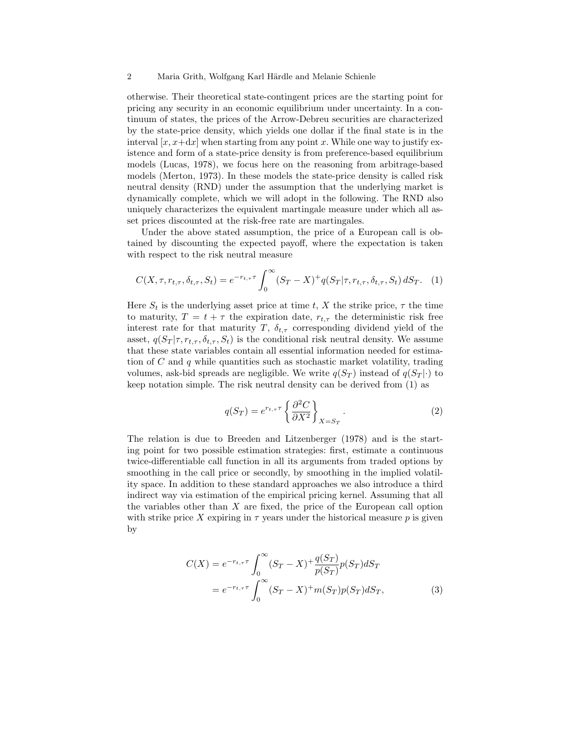otherwise. Their theoretical state-contingent prices are the starting point for pricing any security in an economic equilibrium under uncertainty. In a continuum of states, the prices of the Arrow-Debreu securities are characterized by the state-price density, which yields one dollar if the final state is in the interval $[x, x+\mathrm{d}x]$ when starting from any point $x$. While one way to justify existence and form of a state-price density is from preference-based equilibrium models (Lucas, 1978), we focus here on the reasoning from arbitrage-based models (Merton, 1973). In these models the state-price density is called risk neutral density (RND) under the assumption that the underlying market is dynamically complete, which we will adopt in the following. The RND also uniquely characterizes the equivalent martingale measure under which all asset prices discounted at the risk-free rate are martingales.

Under the above stated assumption, the price of a European call is obtained by discounting the expected payoff, where the expectation is taken with respect to the risk neutral measure

$$C(X, \tau, r_{t,\tau}, \delta_{t,\tau}, S_t) = e^{-r_{t,\tau}\tau} \int_0^\infty (S_T - X)^+ q(S_T|\tau, r_{t,\tau}, \delta_{t,\tau}, S_t)\, dS_T. \quad (1)$$

Here $S_t$ is the underlying asset price at time $t$, $X$ the strike price, $\tau$ the time to maturity, $T = t + \tau$ the expiration date, $r_{t,\tau}$ the deterministic risk free interest rate for that maturity $T$, $\delta_{t,\tau}$ corresponding dividend yield of the asset, $q(S_T|\tau, r_{t,\tau}, \delta_{t,\tau}, S_t)$ is the conditional risk neutral density. We assume that these state variables contain all essential information needed for estimation of $C$ and $q$ while quantities such as stochastic market volatility, trading volumes, ask-bid spreads are negligible. We write $q(S_T)$ instead of $q(S_T|\cdot)$ to keep notation simple. The risk neutral density can be derived from (1) as

$$q(S_T) = e^{r_{t,\tau}\tau} \left\{ \frac{\partial^2 C}{\partial X^2} \right\}_{X=S_T}. \quad (2)$$

The relation is due to Breeden and Litzenberger (1978) and is the starting point for two possible estimation strategies: first, estimate a continuous twice-differentiable call function in all its arguments from traded options by smoothing in the call price or secondly, by smoothing in the implied volatility space. In addition to these standard approaches we also introduce a third indirect way via estimation of the empirical pricing kernel. Assuming that all the variables other than $X$ are fixed, the price of the European call option with strike price $X$ expiring in $\tau$ years under the historical measure $p$ is given by

$$\begin{aligned} C(X) &= e^{-r_{t,\tau}\tau} \int_0^\infty (S_T - X)^+ \frac{q(S_T)}{p(S_T)} p(S_T) dS_T \\ &= e^{-r_{t,\tau}\tau} \int_0^\infty (S_T - X)^+ m(S_T) p(S_T) dS_T, \end{aligned} \quad (3)$$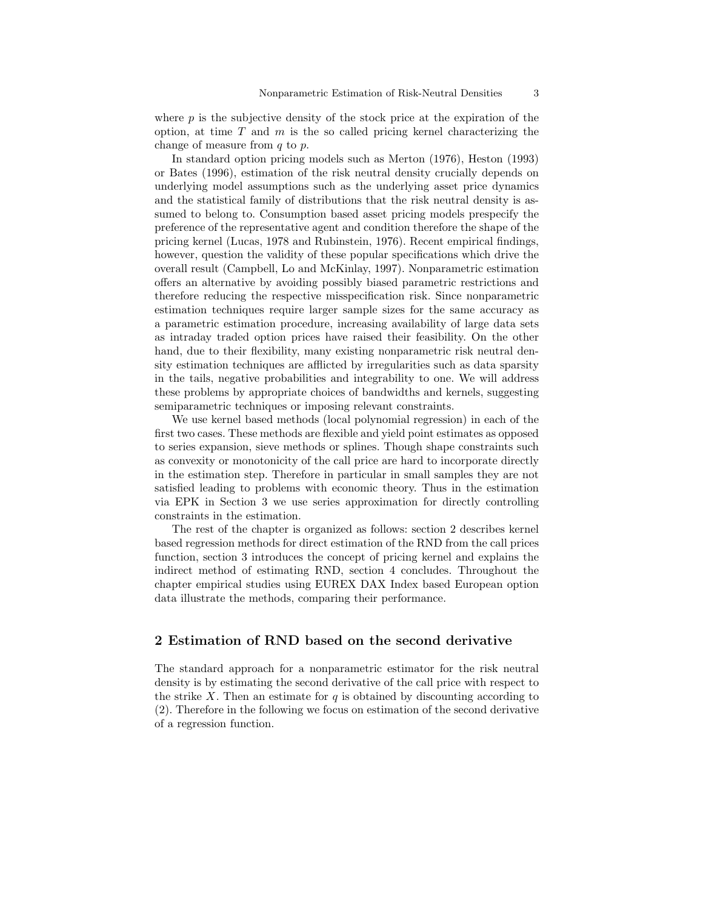where $p$ is the subjective density of the stock price at the expiration of the option, at time $T$ and $m$ is the so called pricing kernel characterizing the change of measure from $q$ to $p$.

In standard option pricing models such as Merton (1976), Heston (1993) or Bates (1996), estimation of the risk neutral density crucially depends on underlying model assumptions such as the underlying asset price dynamics and the statistical family of distributions that the risk neutral density is assumed to belong to. Consumption based asset pricing models prespecify the preference of the representative agent and condition therefore the shape of the pricing kernel (Lucas, 1978 and Rubinstein, 1976). Recent empirical findings, however, question the validity of these popular specifications which drive the overall result (Campbell, Lo and McKinlay, 1997). Nonparametric estimation offers an alternative by avoiding possibly biased parametric restrictions and therefore reducing the respective misspecification risk. Since nonparametric estimation techniques require larger sample sizes for the same accuracy as a parametric estimation procedure, increasing availability of large data sets as intraday traded option prices have raised their feasibility. On the other hand, due to their flexibility, many existing nonparametric risk neutral density estimation techniques are afflicted by irregularities such as data sparsity in the tails, negative probabilities and integrability to one. We will address these problems by appropriate choices of bandwidths and kernels, suggesting semiparametric techniques or imposing relevant constraints.

We use kernel based methods (local polynomial regression) in each of the first two cases. These methods are flexible and yield point estimates as opposed to series expansion, sieve methods or splines. Though shape constraints such as convexity or monotonicity of the call price are hard to incorporate directly in the estimation step. Therefore in particular in small samples they are not satisfied leading to problems with economic theory. Thus in the estimation via EPK in Section 3 we use series approximation for directly controlling constraints in the estimation.

The rest of the chapter is organized as follows: section 2 describes kernel based regression methods for direct estimation of the RND from the call prices function, section 3 introduces the concept of pricing kernel and explains the indirect method of estimating RND, section 4 concludes. Throughout the chapter empirical studies using EUREX DAX Index based European option data illustrate the methods, comparing their performance.

## 2 Estimation of RND based on the second derivative

The standard approach for a nonparametric estimator for the risk neutral density is by estimating the second derivative of the call price with respect to the strike $X$. Then an estimate for $q$ is obtained by discounting according to (2). Therefore in the following we focus on estimation of the second derivative of a regression function.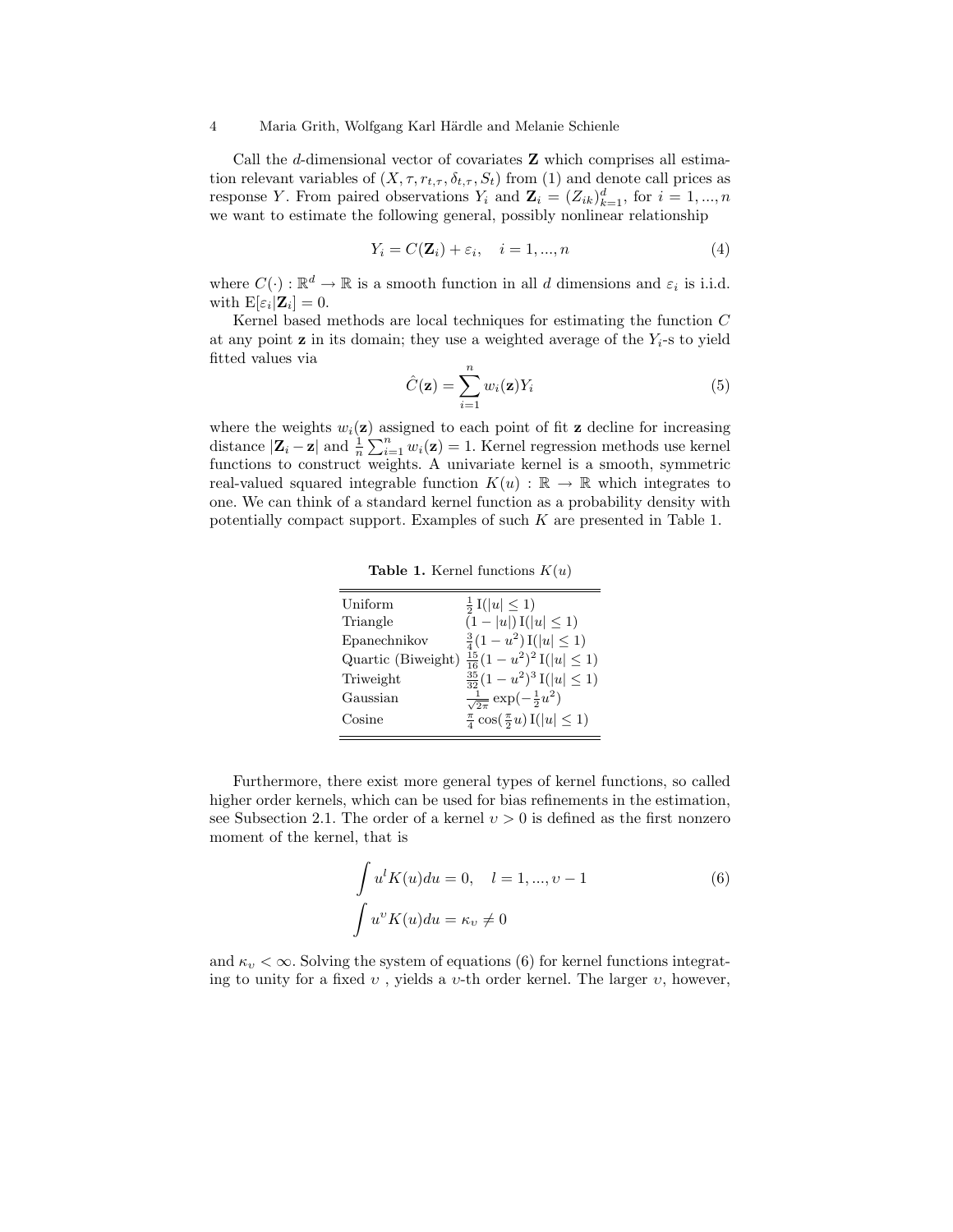Call the $d$-dimensional vector of covariates $\mathbf{Z}$ which comprises all estimation relevant variables of $(X, \tau, r_{t,\tau}, \delta_{t,\tau}, S_t)$ from (1) and denote call prices as response $Y$. From paired observations $Y_i$ and $\mathbf{Z}_i = (Z_{ik})_{k=1}^d$, for $i = 1, ..., n$ we want to estimate the following general, possibly nonlinear relationship

$$Y_i = C(\mathbf{Z}_i) + \varepsilon_i, \quad i = 1, ..., n \tag{4}$$

where $C(\cdot) : \mathbb{R}^d \to \mathbb{R}$ is a smooth function in all $d$ dimensions and $\varepsilon_i$ is i.i.d. with $\mathrm{E}[\varepsilon_i|\mathbf{Z}_i] = 0$.

Kernel based methods are local techniques for estimating the function $C$ at any point $\mathbf{z}$ in its domain; they use a weighted average of the $Y_i$-s to yield fitted values via

$$\hat{C}(\mathbf{z}) = \sum_{i=1}^{n} w_i(\mathbf{z}) Y_i \tag{5}$$

where the weights $w_i(\mathbf{z})$ assigned to each point of fit $\mathbf{z}$ decline for increasing distance $|\mathbf{Z}_i - \mathbf{z}|$ and $\frac{1}{n}\sum_{i=1}^{n} w_i(\mathbf{z}) = 1$. Kernel regression methods use kernel functions to construct weights. A univariate kernel is a smooth, symmetric real-valued squared integrable function $K(u) : \mathbb{R} \to \mathbb{R}$ which integrates to one. We can think of a standard kernel function as a probability density with potentially compact support. Examples of such $K$ are presented in Table 1.

**Table 1.** Kernel functions $K(u)$

| | |
|---|---|
| Uniform | $\frac{1}{2}\,\mathrm{I}(\lvert u\rvert \le 1)$ |
| Triangle | $(1 - \lvert u\rvert)\,\mathrm{I}(\lvert u\rvert \le 1)$ |
| Epanechnikov | $\frac{3}{4}(1-u^2)\,\mathrm{I}(\lvert u\rvert \le 1)$ |
| Quartic (Biweight) | $\frac{15}{16}(1-u^2)^2\,\mathrm{I}(\lvert u\rvert \le 1)$ |
| Triweight | $\frac{35}{32}(1-u^2)^3\,\mathrm{I}(\lvert u\rvert \le 1)$ |
| Gaussian | $\frac{1}{\sqrt{2\pi}}\exp(-\frac{1}{2}u^2)$ |
| Cosine | $\frac{\pi}{4}\cos(\frac{\pi}{2}u)\,\mathrm{I}(\lvert u\rvert \le 1)$ |

Furthermore, there exist more general types of kernel functions, so called higher order kernels, which can be used for bias refinements in the estimation, see Subsection 2.1. The order of a kernel $\upsilon > 0$ is defined as the first nonzero moment of the kernel, that is

$$\begin{aligned} \int u^l K(u)du &= 0, \quad l = 1, ..., \upsilon - 1 \\ \int u^\upsilon K(u)du &= \kappa_\upsilon \neq 0 \end{aligned} \tag{6}$$

and $\kappa_\upsilon < \infty$. Solving the system of equations (6) for kernel functions integrating to unity for a fixed $\upsilon$ , yields a $\upsilon$-th order kernel. The larger $\upsilon$, however,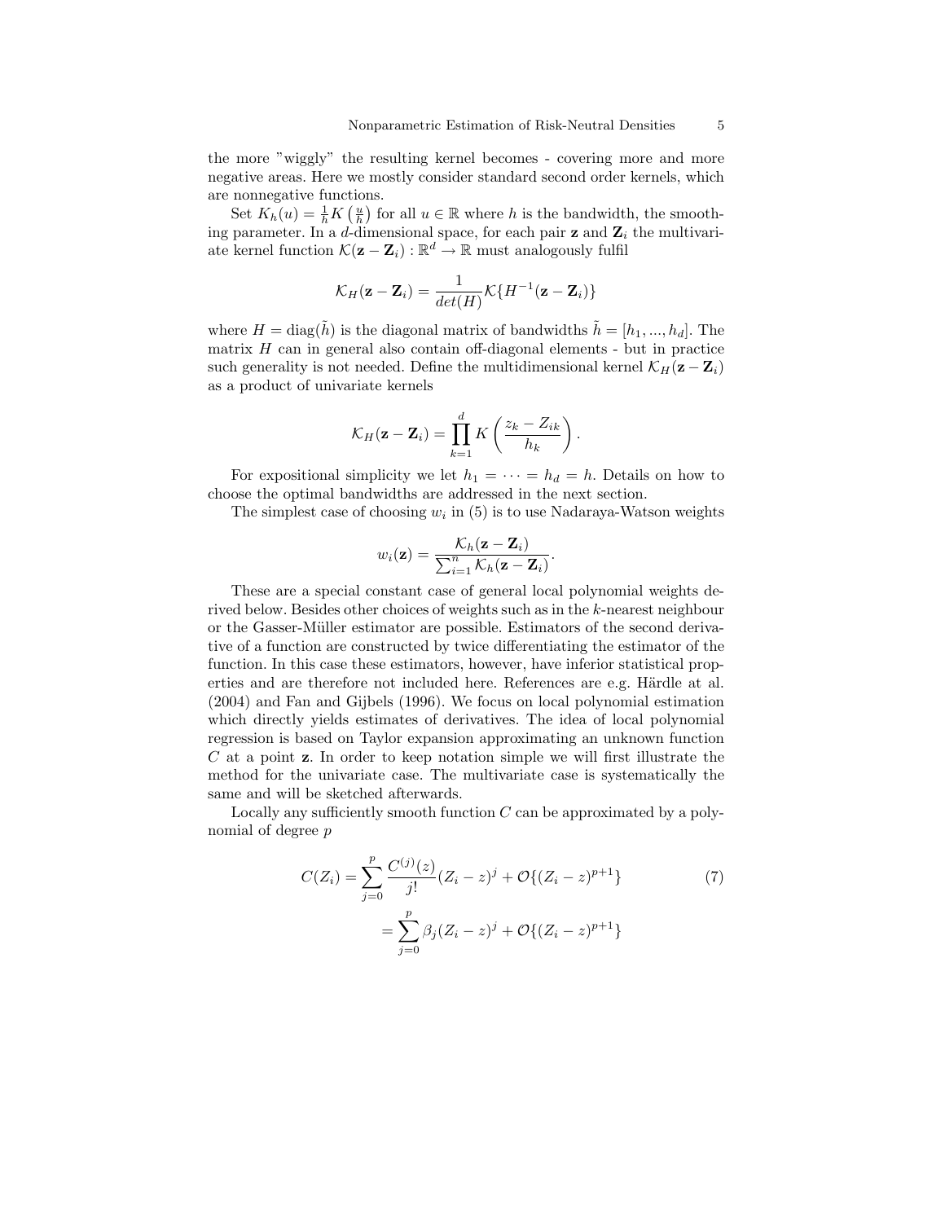the more "wiggly" the resulting kernel becomes - covering more and more negative areas. Here we mostly consider standard second order kernels, which are nonnegative functions.

Set $K_h(u) = \frac{1}{h} K\left(\frac{u}{h}\right)$ for all $u \in \mathbb{R}$ where $h$ is the bandwidth, the smoothing parameter. In a $d$-dimensional space, for each pair $\mathbf{z}$ and $\mathbf{Z}_i$ the multivariate kernel function $\mathcal{K}(\mathbf{z} - \mathbf{Z}_i) : \mathbb{R}^d \to \mathbb{R}$ must analogously fulfil

$$\mathcal{K}_H(\mathbf{z} - \mathbf{Z}_i) = \frac{1}{det(H)} \mathcal{K}\{H^{-1}(\mathbf{z} - \mathbf{Z}_i)\}$$

where $H = \text{diag}(\tilde{h})$ is the diagonal matrix of bandwidths $\tilde{h} = [h_1, ..., h_d]$. The matrix $H$ can in general also contain off-diagonal elements - but in practice such generality is not needed. Define the multidimensional kernel $\mathcal{K}_H(\mathbf{z} - \mathbf{Z}_i)$ as a product of univariate kernels

$$\mathcal{K}_H(\mathbf{z} - \mathbf{Z}_i) = \prod_{k=1}^{d} K\left(\frac{z_k - Z_{ik}}{h_k}\right).$$

For expositional simplicity we let $h_1 = \cdots = h_d = h$. Details on how to choose the optimal bandwidths are addressed in the next section.

The simplest case of choosing $w_i$ in (5) is to use Nadaraya-Watson weights

$$w_i(\mathbf{z}) = \frac{\mathcal{K}_h(\mathbf{z} - \mathbf{Z}_i)}{\sum_{i=1}^{n} \mathcal{K}_h(\mathbf{z} - \mathbf{Z}_i)}.$$

These are a special constant case of general local polynomial weights derived below. Besides other choices of weights such as in the $k$-nearest neighbour or the Gasser-Müller estimator are possible. Estimators of the second derivative of a function are constructed by twice differentiating the estimator of the function. In this case these estimators, however, have inferior statistical properties and are therefore not included here. References are e.g. Härdle at al. (2004) and Fan and Gijbels (1996). We focus on local polynomial estimation which directly yields estimates of derivatives. The idea of local polynomial regression is based on Taylor expansion approximating an unknown function $C$ at a point $\mathbf{z}$. In order to keep notation simple we will first illustrate the method for the univariate case. The multivariate case is systematically the same and will be sketched afterwards.

Locally any sufficiently smooth function $C$ can be approximated by a polynomial of degree $p$

$$\begin{aligned} C(Z_i) &= \sum_{j=0}^{p} \frac{C^{(j)}(z)}{j!}(Z_i - z)^j + \mathcal{O}\{(Z_i - z)^{p+1}\} \qquad (7) \\ &= \sum_{j=0}^{p} \beta_j (Z_i - z)^j + \mathcal{O}\{(Z_i - z)^{p+1}\} \end{aligned}$$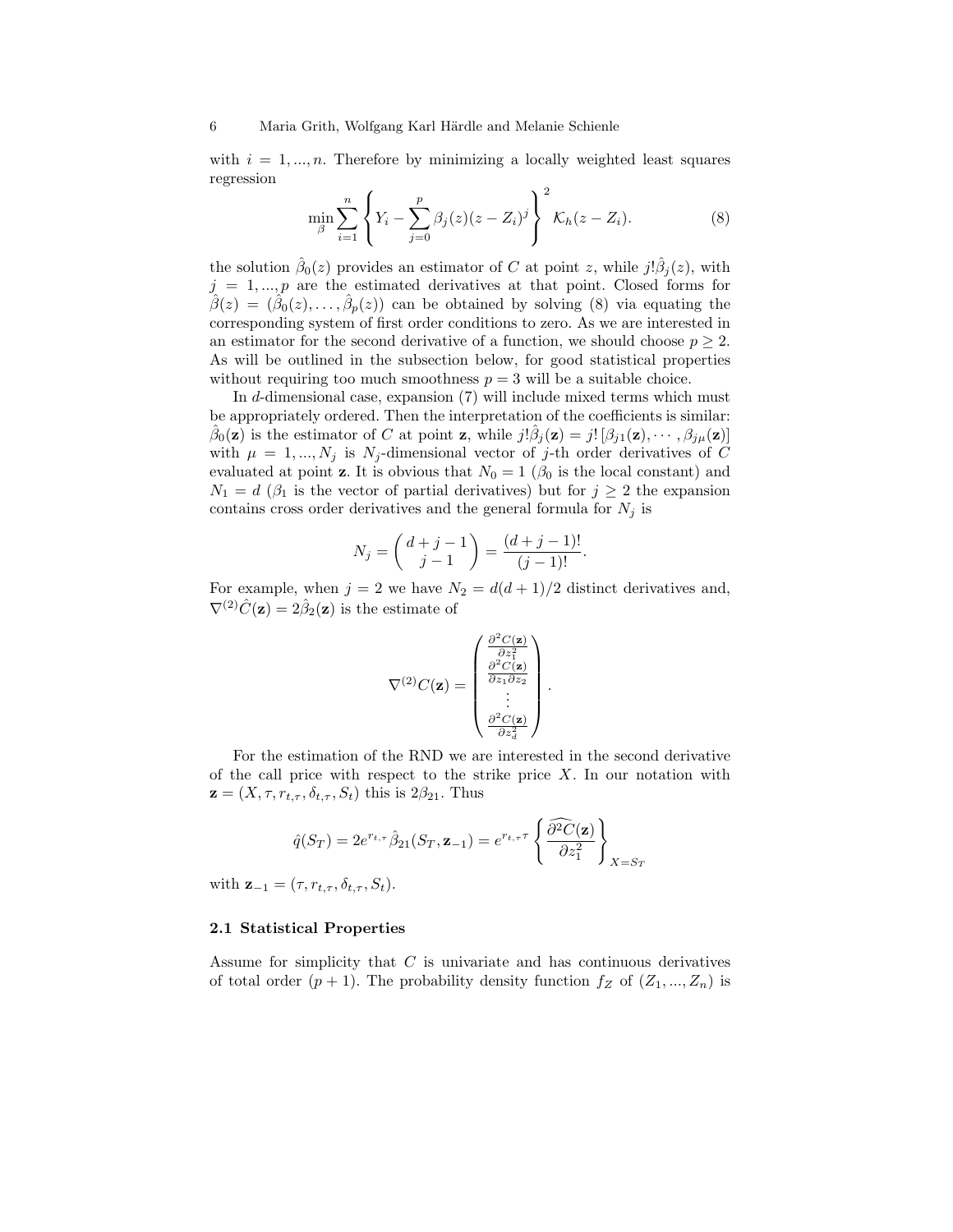with $i = 1, ..., n$. Therefore by minimizing a locally weighted least squares regression

$$\min_{\beta} \sum_{i=1}^{n} \left\{ Y_i - \sum_{j=0}^{p} \beta_j(z)(z - Z_i)^j \right\}^2 \mathcal{K}_h(z - Z_i). \tag{8}$$

the solution $\hat{\beta}_0(z)$ provides an estimator of $C$ at point $z$, while $j!\hat{\beta}_j(z)$, with $j = 1, ..., p$ are the estimated derivatives at that point. Closed forms for $\hat{\beta}(z) = (\hat{\beta}_0(z), \ldots, \hat{\beta}_p(z))$ can be obtained by solving (8) via equating the corresponding system of first order conditions to zero. As we are interested in an estimator for the second derivative of a function, we should choose $p \geq 2$. As will be outlined in the subsection below, for good statistical properties without requiring too much smoothness $p = 3$ will be a suitable choice.

In $d$-dimensional case, expansion (7) will include mixed terms which must be appropriately ordered. Then the interpretation of the coefficients is similar: $\hat{\beta}_0(\mathbf{z})$ is the estimator of $C$ at point $\mathbf{z}$, while $j!\hat{\beta}_j(\mathbf{z}) = j!\left[\beta_{j1}(\mathbf{z}), \cdots, \beta_{j\mu}(\mathbf{z})\right]$ with $\mu = 1, ..., N_j$ is $N_j$-dimensional vector of $j$-th order derivatives of $C$ evaluated at point $\mathbf{z}$. It is obvious that $N_0 = 1$ ($\beta_0$ is the local constant) and $N_1 = d$ ($\beta_1$ is the vector of partial derivatives) but for $j \geq 2$ the expansion contains cross order derivatives and the general formula for $N_j$ is

$$N_j = \begin{pmatrix} d + j - 1 \\ j - 1 \end{pmatrix} = \frac{(d + j - 1)!}{(j - 1)!}.$$

For example, when $j = 2$ we have $N_2 = d(d+1)/2$ distinct derivatives and, $\nabla^{(2)}\hat{C}(\mathbf{z}) = 2\hat{\beta}_2(\mathbf{z})$ is the estimate of

$$\nabla^{(2)} C(\mathbf{z}) = \begin{pmatrix} \frac{\partial^2 C(\mathbf{z})}{\partial z_1^2} \\ \frac{\partial^2 C(\mathbf{z})}{\partial z_1 \partial z_2} \\ \vdots \\ \frac{\partial^2 C(\mathbf{z})}{\partial z_d^2} \end{pmatrix}.$$

For the estimation of the RND we are interested in the second derivative of the call price with respect to the strike price $X$. In our notation with $\mathbf{z} = (X, \tau, r_{t,\tau}, \delta_{t,\tau}, S_t)$ this is $2\beta_{21}$. Thus

$$\hat{q}(S_T) = 2e^{r_{t,\tau}\tau}\hat{\beta}_{21}(S_T, \mathbf{z}_{-1}) = e^{r_{t,\tau}\tau} \left\{ \widehat{\frac{\partial^2 C(\mathbf{z})}{\partial z_1^2}} \right\}_{X = S_T}$$

with $\mathbf{z}_{-1} = (\tau, r_{t,\tau}, \delta_{t,\tau}, S_t)$.

### 2.1 Statistical Properties

Assume for simplicity that $C$ is univariate and has continuous derivatives of total order $(p+1)$. The probability density function $f_Z$ of $(Z_1, ..., Z_n)$ is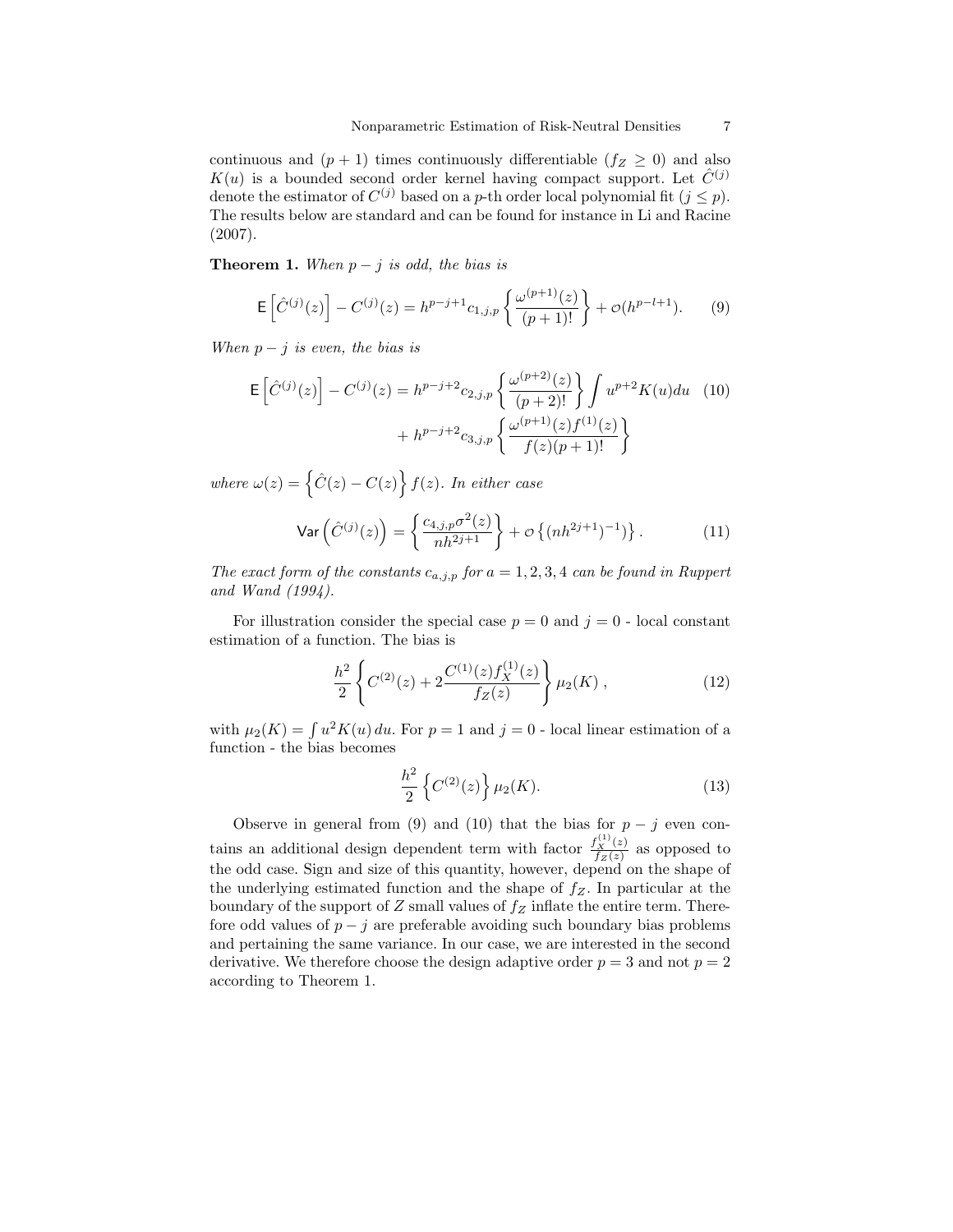continuous and $(p+1)$ times continuously differentiable ($f_Z \geq 0$) and also $K(u)$ is a bounded second order kernel having compact support. Let $\hat{C}^{(j)}$ denote the estimator of $C^{(j)}$ based on a $p$-th order local polynomial fit ($j \leq p$). The results below are standard and can be found for instance in Li and Racine (2007).

**Theorem 1.** *When $p - j$ is odd, the bias is*

$$\mathsf{E}\left[\hat{C}^{(j)}(z)\right] - C^{(j)}(z) = h^{p-j+1} c_{1,j,p} \left\{ \frac{\omega^{(p+1)}(z)}{(p+1)!} \right\} + \mathcal{O}(h^{p-l+1}). \tag{9}$$

*When $p - j$ is even, the bias is*

$$\mathsf{E}\left[\hat{C}^{(j)}(z)\right] - C^{(j)}(z) = h^{p-j+2} c_{2,j,p} \left\{ \frac{\omega^{(p+2)}(z)}{(p+2)!} \right\} \int u^{p+2} K(u) du \tag{10}$$

$$+ h^{p-j+2} c_{3,j,p} \left\{ \frac{\omega^{(p+1)}(z) f^{(1)}(z)}{f(z)(p+1)!} \right\}$$

*where $\omega(z) = \left\{ \hat{C}(z) - C(z) \right\} f(z)$. In either case*

$$\mathsf{Var}\left(\hat{C}^{(j)}(z)\right) = \left\{ \frac{c_{4,j,p}\sigma^2(z)}{nh^{2j+1}} \right\} + \mathcal{O}\left\{(nh^{2j+1})^{-1}\right\}. \tag{11}$$

*The exact form of the constants $c_{a,j,p}$ for $a = 1, 2, 3, 4$ can be found in Ruppert and Wand (1994).*

For illustration consider the special case $p = 0$ and $j = 0$ - local constant estimation of a function. The bias is

$$\frac{h^2}{2} \left\{ C^{(2)}(z) + 2 \frac{C^{(1)}(z) f_X^{(1)}(z)}{f_Z(z)} \right\} \mu_2(K) , \tag{12}$$

with $\mu_2(K) = \int u^2 K(u)\, du$. For $p = 1$ and $j = 0$ - local linear estimation of a function - the bias becomes

$$\frac{h^2}{2} \left\{ C^{(2)}(z) \right\} \mu_2(K). \tag{13}$$

Observe in general from (9) and (10) that the bias for $p - j$ even contains an additional design dependent term with factor $\frac{f_X^{(1)}(z)}{f_Z(z)}$ as opposed to the odd case. Sign and size of this quantity, however, depend on the shape of the underlying estimated function and the shape of $f_Z$. In particular at the boundary of the support of $Z$ small values of $f_Z$ inflate the entire term. Therefore odd values of $p - j$ are preferable avoiding such boundary bias problems and pertaining the same variance. In our case, we are interested in the second derivative. We therefore choose the design adaptive order $p = 3$ and not $p = 2$ according to Theorem 1.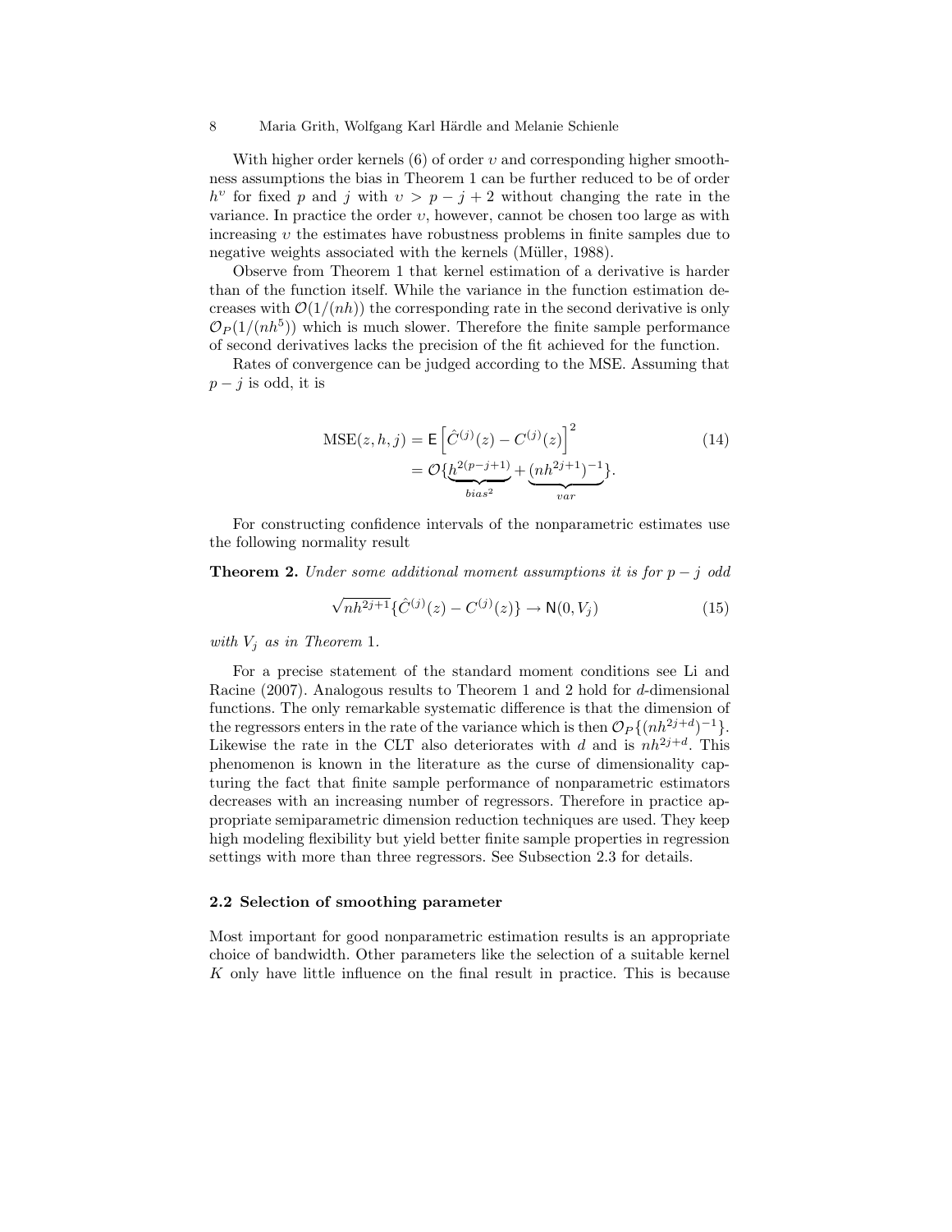With higher order kernels (6) of order $\upsilon$ and corresponding higher smoothness assumptions the bias in Theorem 1 can be further reduced to be of order $h^{\upsilon}$ for fixed $p$ and $j$ with $\upsilon > p - j + 2$ without changing the rate in the variance. In practice the order $\upsilon$, however, cannot be chosen too large as with increasing $\upsilon$ the estimates have robustness problems in finite samples due to negative weights associated with the kernels (Müller, 1988).

Observe from Theorem 1 that kernel estimation of a derivative is harder than of the function itself. While the variance in the function estimation decreases with $\mathcal{O}(1/(nh))$ the corresponding rate in the second derivative is only $\mathcal{O}_P(1/(nh^5))$ which is much slower. Therefore the finite sample performance of second derivatives lacks the precision of the fit achieved for the function.

Rates of convergence can be judged according to the MSE. Assuming that $p - j$ is odd, it is

$$
\begin{aligned}
\text{MSE}(z, h, j) &= \mathsf{E}\left[\hat{C}^{(j)}(z) - C^{(j)}(z)\right]^2 \\
&= \mathcal{O}\{\underbrace{h^{2(p-j+1)}}_{bias^2} + \underbrace{(nh^{2j+1})^{-1}}_{var}\}.
\end{aligned} \tag{14}
$$

For constructing confidence intervals of the nonparametric estimates use the following normality result

**Theorem 2.** *Under some additional moment assumptions it is for $p - j$ odd*

$$
\sqrt{nh^{2j+1}}\{\hat{C}^{(j)}(z) - C^{(j)}(z)\} \to \mathsf{N}(0, V_j) \tag{15}
$$

*with $V_j$ as in Theorem 1.*

For a precise statement of the standard moment conditions see Li and Racine (2007). Analogous results to Theorem 1 and 2 hold for $d$-dimensional functions. The only remarkable systematic difference is that the dimension of the regressors enters in the rate of the variance which is then $\mathcal{O}_P\{(nh^{2j+d})^{-1}\}$. Likewise the rate in the CLT also deteriorates with $d$ and is $nh^{2j+d}$. This phenomenon is known in the literature as the curse of dimensionality capturing the fact that finite sample performance of nonparametric estimators decreases with an increasing number of regressors. Therefore in practice appropriate semiparametric dimension reduction techniques are used. They keep high modeling flexibility but yield better finite sample properties in regression settings with more than three regressors. See Subsection 2.3 for details.

### 2.2 Selection of smoothing parameter

Most important for good nonparametric estimation results is an appropriate choice of bandwidth. Other parameters like the selection of a suitable kernel $K$ only have little influence on the final result in practice. This is because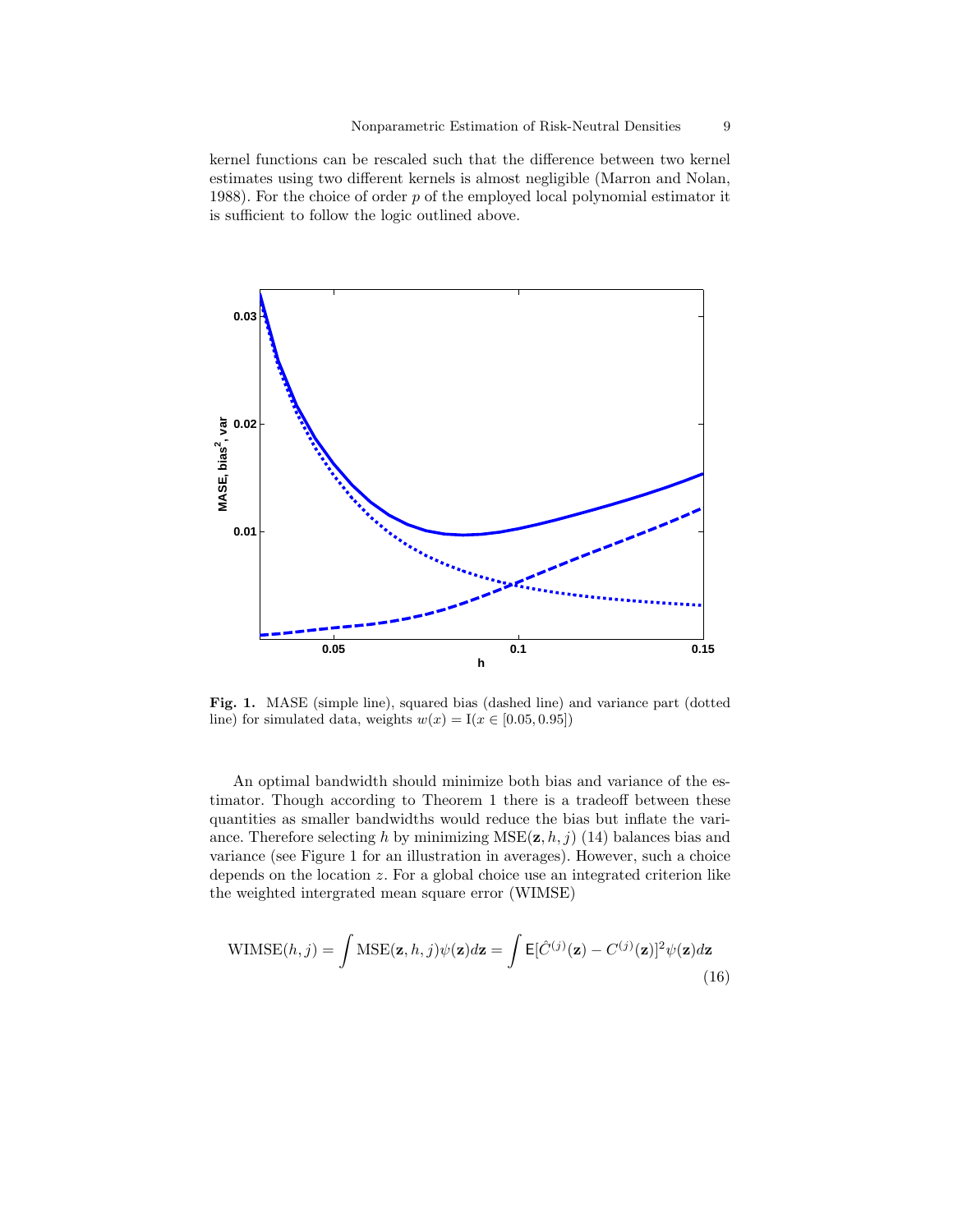kernel functions can be rescaled such that the difference between two kernel estimates using two different kernels is almost negligible (Marron and Nolan, 1988). For the choice of order $p$ of the employed local polynomial estimator it is sufficient to follow the logic outlined above.

**Fig. 1.** MASE (simple line), squared bias (dashed line) and variance part (dotted line) for simulated data, weights $w(x) = \mathrm{I}(x \in [0.05, 0.95])$

An optimal bandwidth should minimize both bias and variance of the estimator. Though according to Theorem 1 there is a tradeoff between these quantities as smaller bandwidths would reduce the bias but inflate the variance. Therefore selecting $h$ by minimizing $\mathrm{MSE}(\mathbf{z}, h, j)$ (14) balances bias and variance (see Figure 1 for an illustration in averages). However, such a choice depends on the location $z$. For a global choice use an integrated criterion like the weighted intergrated mean square error (WIMSE)

$$\mathrm{WIMSE}(h, j) = \int \mathrm{MSE}(\mathbf{z}, h, j)\psi(\mathbf{z})d\mathbf{z} = \int \mathsf{E}[\hat{C}^{(j)}(\mathbf{z}) - C^{(j)}(\mathbf{z})]^2 \psi(\mathbf{z})d\mathbf{z} \tag{16}$$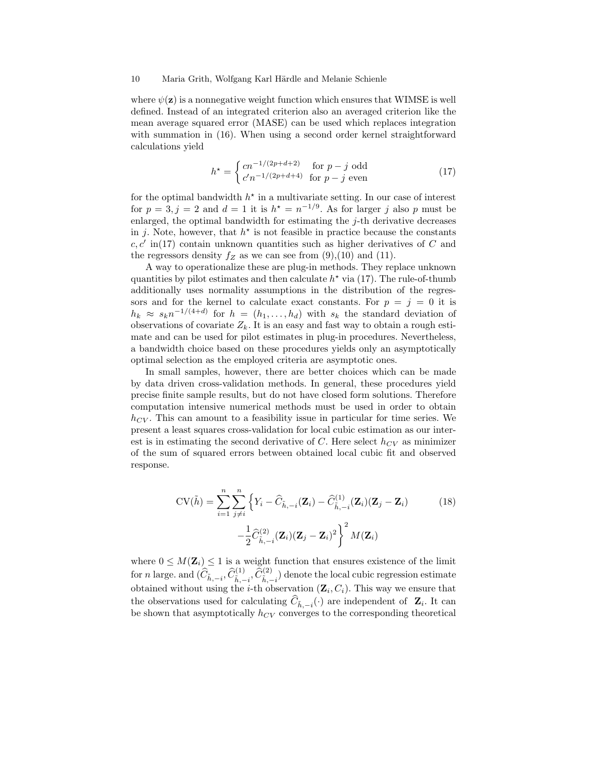where $\psi(\mathbf{z})$ is a nonnegative weight function which ensures that WIMSE is well defined. Instead of an integrated criterion also an averaged criterion like the mean average squared error (MASE) can be used which replaces integration with summation in (16). When using a second order kernel straightforward calculations yield

$$h^{\star} = \begin{cases} cn^{-1/(2p+d+2)} & \text{for } p-j \text{ odd} \\ c'n^{-1/(2p+d+4)} & \text{for } p-j \text{ even} \end{cases} \tag{17}$$

for the optimal bandwidth $h^{\star}$ in a multivariate setting. In our case of interest for $p = 3, j = 2$ and $d = 1$ it is $h^{\star} = n^{-1/9}$. As for larger $j$ also $p$ must be enlarged, the optimal bandwidth for estimating the $j$-th derivative decreases in $j$. Note, however, that $h^{\star}$ is not feasible in practice because the constants $c, c'$ in(17) contain unknown quantities such as higher derivatives of $C$ and the regressors density $f_Z$ as we can see from (9),(10) and (11).

A way to operationalize these are plug-in methods. They replace unknown quantities by pilot estimates and then calculate $h^{\star}$ via (17). The rule-of-thumb additionally uses normality assumptions in the distribution of the regressors and for the kernel to calculate exact constants. For $p = j = 0$ it is $h_k \approx s_k n^{-1/(4+d)}$ for $h = (h_1, \ldots, h_d)$ with $s_k$ the standard deviation of observations of covariate $Z_k$. It is an easy and fast way to obtain a rough estimate and can be used for pilot estimates in plug-in procedures. Nevertheless, a bandwidth choice based on these procedures yields only an asymptotically optimal selection as the employed criteria are asymptotic ones.

In small samples, however, there are better choices which can be made by data driven cross-validation methods. In general, these procedures yield precise finite sample results, but do not have closed form solutions. Therefore computation intensive numerical methods must be used in order to obtain $h_{CV}$. This can amount to a feasibility issue in particular for time series. We present a least squares cross-validation for local cubic estimation as our interest is in estimating the second derivative of $C$. Here select $h_{CV}$ as minimizer of the sum of squared errors between obtained local cubic fit and observed response.

$$\begin{aligned} \mathrm{CV}(\tilde{h}) = \sum_{i=1}^{n} \sum_{j \neq i}^{n} \Big\{ & Y_i - \widehat{C}_{\tilde{h},-i}(\mathbf{Z}_i) - \widehat{C}^{(1)}_{\tilde{h},-i}(\mathbf{Z}_i)(\mathbf{Z}_j - \mathbf{Z}_i) \\ & - \frac{1}{2}\widehat{C}^{(2)}_{\tilde{h},-i}(\mathbf{Z}_i)(\mathbf{Z}_j - \mathbf{Z}_i)^2 \Big\}^2 M(\mathbf{Z}_i) \end{aligned} \tag{18}$$

where $0 \le M(\mathbf{Z}_i) \le 1$ is a weight function that ensures existence of the limit for $n$ large. and $(\widehat{C}_{\tilde{h},-i}, \widehat{C}^{(1)}_{\tilde{h},-i}, \widehat{C}^{(2)}_{\tilde{h},-i})$ denote the local cubic regression estimate obtained without using the $i$-th observation $(\mathbf{Z}_i, C_i)$. This way we ensure that the observations used for calculating $\widehat{C}_{\tilde{h},-i}(\cdot)$ are independent of $\mathbf{Z}_i$. It can be shown that asymptotically $h_{CV}$ converges to the corresponding theoretical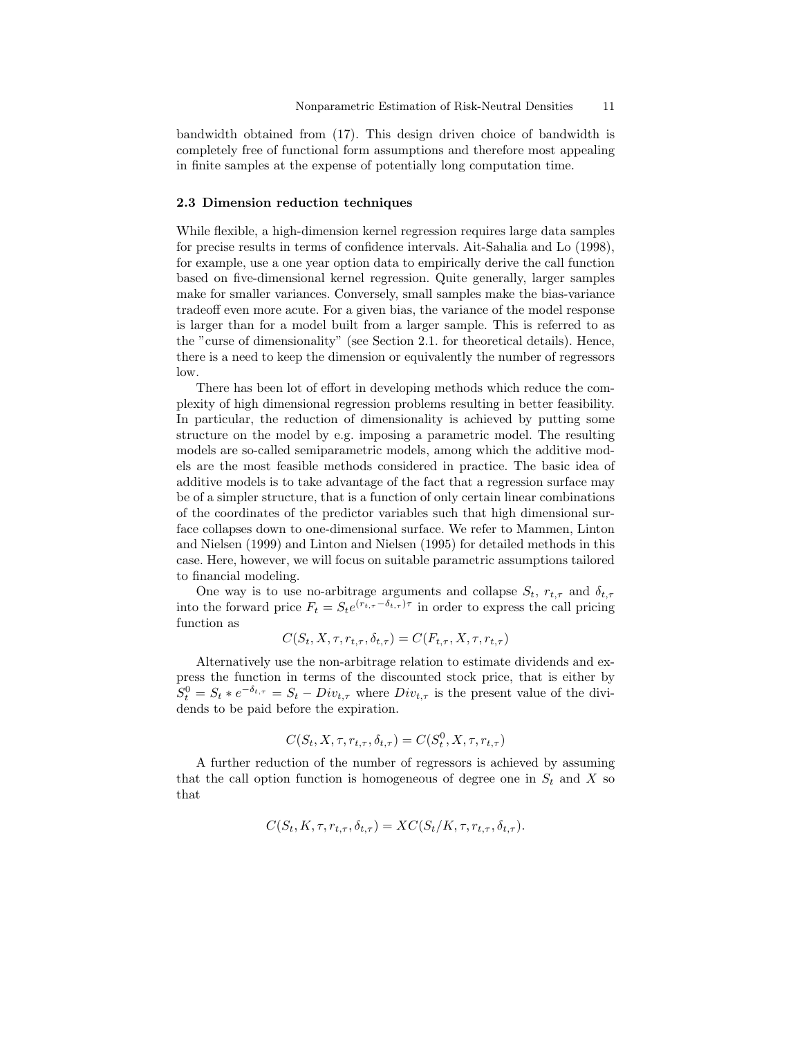bandwidth obtained from (17). This design driven choice of bandwidth is completely free of functional form assumptions and therefore most appealing in finite samples at the expense of potentially long computation time.

### 2.3 Dimension reduction techniques

While flexible, a high-dimension kernel regression requires large data samples for precise results in terms of confidence intervals. Ait-Sahalia and Lo (1998), for example, use a one year option data to empirically derive the call function based on five-dimensional kernel regression. Quite generally, larger samples make for smaller variances. Conversely, small samples make the bias-variance tradeoff even more acute. For a given bias, the variance of the model response is larger than for a model built from a larger sample. This is referred to as the "curse of dimensionality" (see Section 2.1. for theoretical details). Hence, there is a need to keep the dimension or equivalently the number of regressors low.

There has been lot of effort in developing methods which reduce the complexity of high dimensional regression problems resulting in better feasibility. In particular, the reduction of dimensionality is achieved by putting some structure on the model by e.g. imposing a parametric model. The resulting models are so-called semiparametric models, among which the additive models are the most feasible methods considered in practice. The basic idea of additive models is to take advantage of the fact that a regression surface may be of a simpler structure, that is a function of only certain linear combinations of the coordinates of the predictor variables such that high dimensional surface collapses down to one-dimensional surface. We refer to Mammen, Linton and Nielsen (1999) and Linton and Nielsen (1995) for detailed methods in this case. Here, however, we will focus on suitable parametric assumptions tailored to financial modeling.

One way is to use no-arbitrage arguments and collapse $S_t$, $r_{t,\tau}$ and $\delta_{t,\tau}$ into the forward price $F_t = S_t e^{(r_{t,\tau}-\delta_{t,\tau})\tau}$ in order to express the call pricing function as

$$C(S_t, X, \tau, r_{t,\tau}, \delta_{t,\tau}) = C(F_{t,\tau}, X, \tau, r_{t,\tau})$$

Alternatively use the non-arbitrage relation to estimate dividends and express the function in terms of the discounted stock price, that is either by $S_t^0 = S_t * e^{-\delta_{t,\tau}} = S_t - Div_{t,\tau}$ where $Div_{t,\tau}$ is the present value of the dividends to be paid before the expiration.

$$C(S_t, X, \tau, r_{t,\tau}, \delta_{t,\tau}) = C(S_t^0, X, \tau, r_{t,\tau})$$

A further reduction of the number of regressors is achieved by assuming that the call option function is homogeneous of degree one in $S_t$ and $X$ so that

$$C(S_t, K, \tau, r_{t,\tau}, \delta_{t,\tau}) = XC(S_t/K, \tau, r_{t,\tau}, \delta_{t,\tau}).$$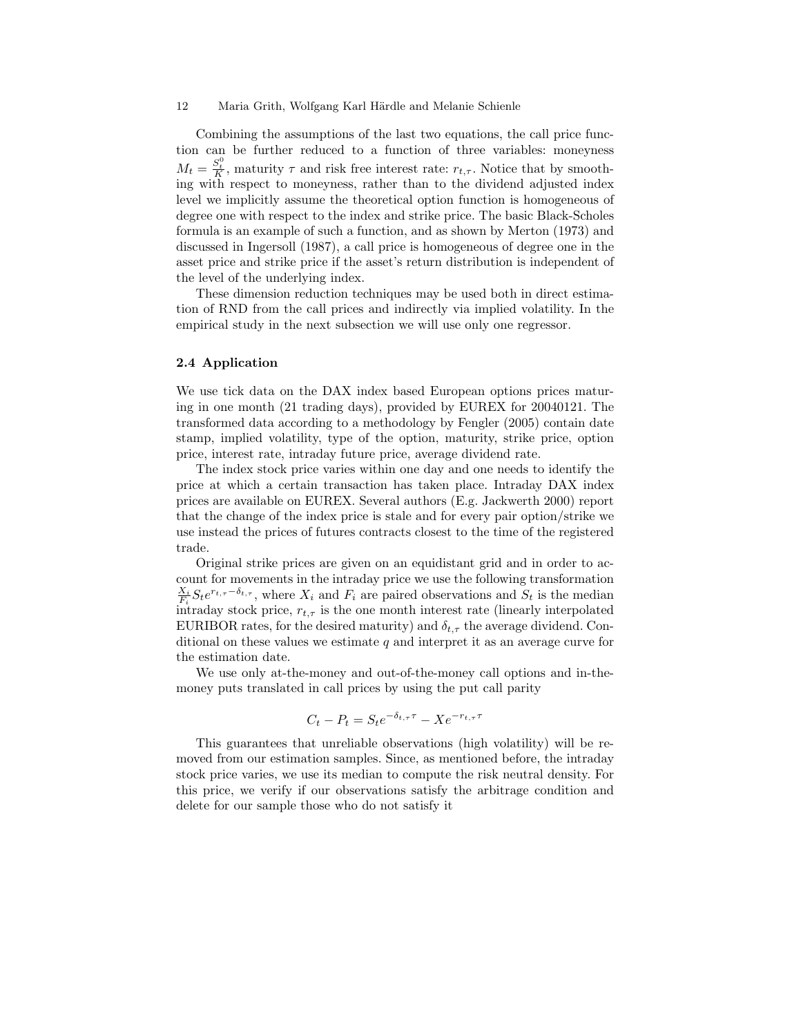Combining the assumptions of the last two equations, the call price function can be further reduced to a function of three variables: moneyness $M_t = \frac{S_t^0}{K}$, maturity $\tau$ and risk free interest rate: $r_{t,\tau}$. Notice that by smoothing with respect to moneyness, rather than to the dividend adjusted index level we implicitly assume the theoretical option function is homogeneous of degree one with respect to the index and strike price. The basic Black-Scholes formula is an example of such a function, and as shown by Merton (1973) and discussed in Ingersoll (1987), a call price is homogeneous of degree one in the asset price and strike price if the asset's return distribution is independent of the level of the underlying index.

These dimension reduction techniques may be used both in direct estimation of RND from the call prices and indirectly via implied volatility. In the empirical study in the next subsection we will use only one regressor.

### 2.4 Application

We use tick data on the DAX index based European options prices maturing in one month (21 trading days), provided by EUREX for 20040121. The transformed data according to a methodology by Fengler (2005) contain date stamp, implied volatility, type of the option, maturity, strike price, option price, interest rate, intraday future price, average dividend rate.

The index stock price varies within one day and one needs to identify the price at which a certain transaction has taken place. Intraday DAX index prices are available on EUREX. Several authors (E.g. Jackwerth 2000) report that the change of the index price is stale and for every pair option/strike we use instead the prices of futures contracts closest to the time of the registered trade.

Original strike prices are given on an equidistant grid and in order to account for movements in the intraday price we use the following transformation $\frac{X_i}{F_i} S_t e^{r_{t,\tau} - \delta_{t,\tau}}$, where $X_i$ and $F_i$ are paired observations and $S_t$ is the median intraday stock price, $r_{t,\tau}$ is the one month interest rate (linearly interpolated EURIBOR rates, for the desired maturity) and $\delta_{t,\tau}$ the average dividend. Conditional on these values we estimate $q$ and interpret it as an average curve for the estimation date.

We use only at-the-money and out-of-the-money call options and in-the-money puts translated in call prices by using the put call parity

$$C_t - P_t = S_t e^{-\delta_{t,\tau} \tau} - X e^{-r_{t,\tau} \tau}$$

This guarantees that unreliable observations (high volatility) will be removed from our estimation samples. Since, as mentioned before, the intraday stock price varies, we use its median to compute the risk neutral density. For this price, we verify if our observations satisfy the arbitrage condition and delete for our sample those who do not satisfy it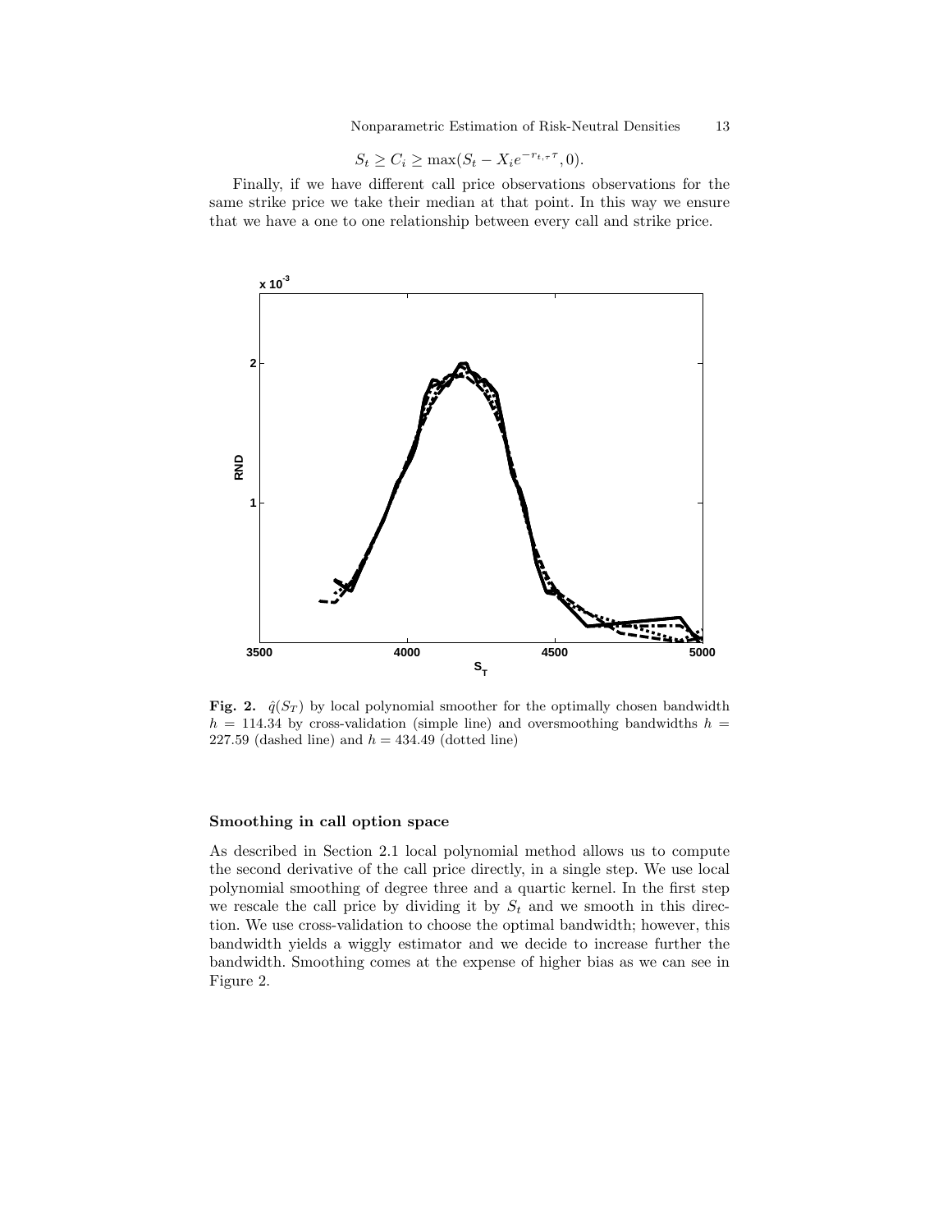$$S_t \geq C_i \geq \max(S_t - X_i e^{-r_{t,\tau}\tau}, 0).$$

Finally, if we have different call price observations observations for the same strike price we take their median at that point. In this way we ensure that we have a one to one relationship between every call and strike price.

**Fig. 2.** $\hat{q}(S_T)$ by local polynomial smoother for the optimally chosen bandwidth $h = 114.34$ by cross-validation (simple line) and oversmoothing bandwidths $h = 227.59$ (dashed line) and $h = 434.49$ (dotted line)

#### Smoothing in call option space

As described in Section 2.1 local polynomial method allows us to compute the second derivative of the call price directly, in a single step. We use local polynomial smoothing of degree three and a quartic kernel. In the first step we rescale the call price by dividing it by $S_t$ and we smooth in this direction. We use cross-validation to choose the optimal bandwidth; however, this bandwidth yields a wiggly estimator and we decide to increase further the bandwidth. Smoothing comes at the expense of higher bias as we can see in Figure 2.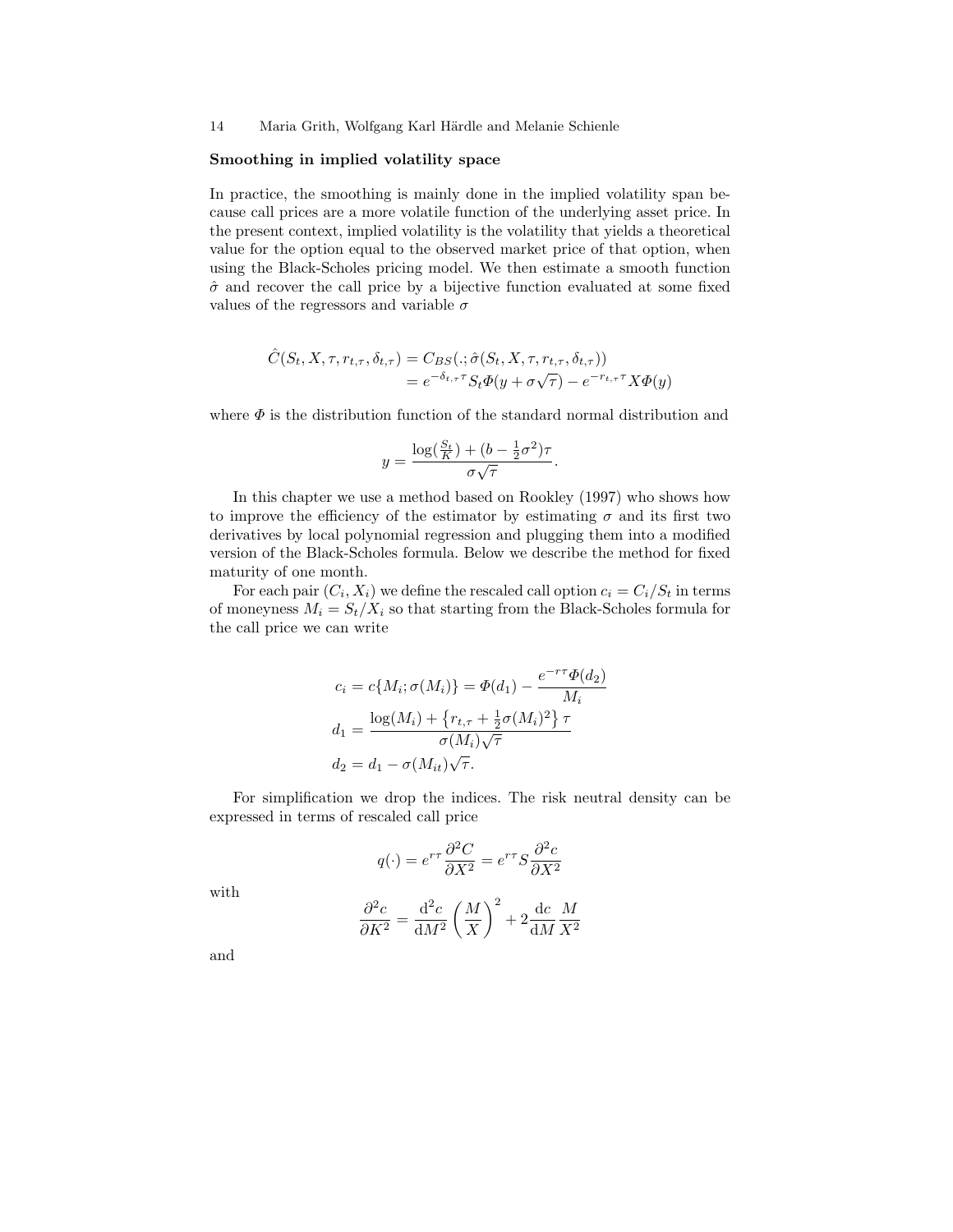**Smoothing in implied volatility space**

In practice, the smoothing is mainly done in the implied volatility span because call prices are a more volatile function of the underlying asset price. In the present context, implied volatility is the volatility that yields a theoretical value for the option equal to the observed market price of that option, when using the Black-Scholes pricing model. We then estimate a smooth function $\hat{\sigma}$ and recover the call price by a bijective function evaluated at some fixed values of the regressors and variable $\sigma$

$$
\begin{aligned}
\hat{C}(S_t, X, \tau, r_{t,\tau}, \delta_{t,\tau}) &= C_{BS}(.; \hat{\sigma}(S_t, X, \tau, r_{t,\tau}, \delta_{t,\tau})) \\
&= e^{-\delta_{t,\tau}\tau} S_t \Phi(y + \sigma\sqrt{\tau}) - e^{-r_{t,\tau}\tau} X \Phi(y)
\end{aligned}
$$

where $\Phi$ is the distribution function of the standard normal distribution and

$$
y = \frac{\log(\frac{S_t}{K}) + (b - \frac{1}{2}\sigma^2)\tau}{\sigma\sqrt{\tau}}.
$$

In this chapter we use a method based on Rookley (1997) who shows how to improve the efficiency of the estimator by estimating $\sigma$ and its first two derivatives by local polynomial regression and plugging them into a modified version of the Black-Scholes formula. Below we describe the method for fixed maturity of one month.

For each pair $(C_i, X_i)$ we define the rescaled call option $c_i = C_i/S_t$ in terms of moneyness $M_i = S_t/X_i$ so that starting from the Black-Scholes formula for the call price we can write

$$
\begin{aligned}
c_i &= c\{M_i; \sigma(M_i)\} = \Phi(d_1) - \frac{e^{-r\tau}\Phi(d_2)}{M_i} \\
d_1 &= \frac{\log(M_i) + \left\{r_{t,\tau} + \frac{1}{2}\sigma(M_i)^2\right\}\tau}{\sigma(M_i)\sqrt{\tau}} \\
d_2 &= d_1 - \sigma(M_{it})\sqrt{\tau}.
\end{aligned}
$$

For simplification we drop the indices. The risk neutral density can be expressed in terms of rescaled call price

$$
q(\cdot) = e^{r\tau}\frac{\partial^2 C}{\partial X^2} = e^{r\tau} S \frac{\partial^2 c}{\partial X^2}
$$

with

$$
\frac{\partial^2 c}{\partial K^2} = \frac{\mathrm{d}^2 c}{\mathrm{d}M^2}\left(\frac{M}{X}\right)^2 + 2\frac{\mathrm{d}c}{\mathrm{d}M}\frac{M}{X^2}
$$

and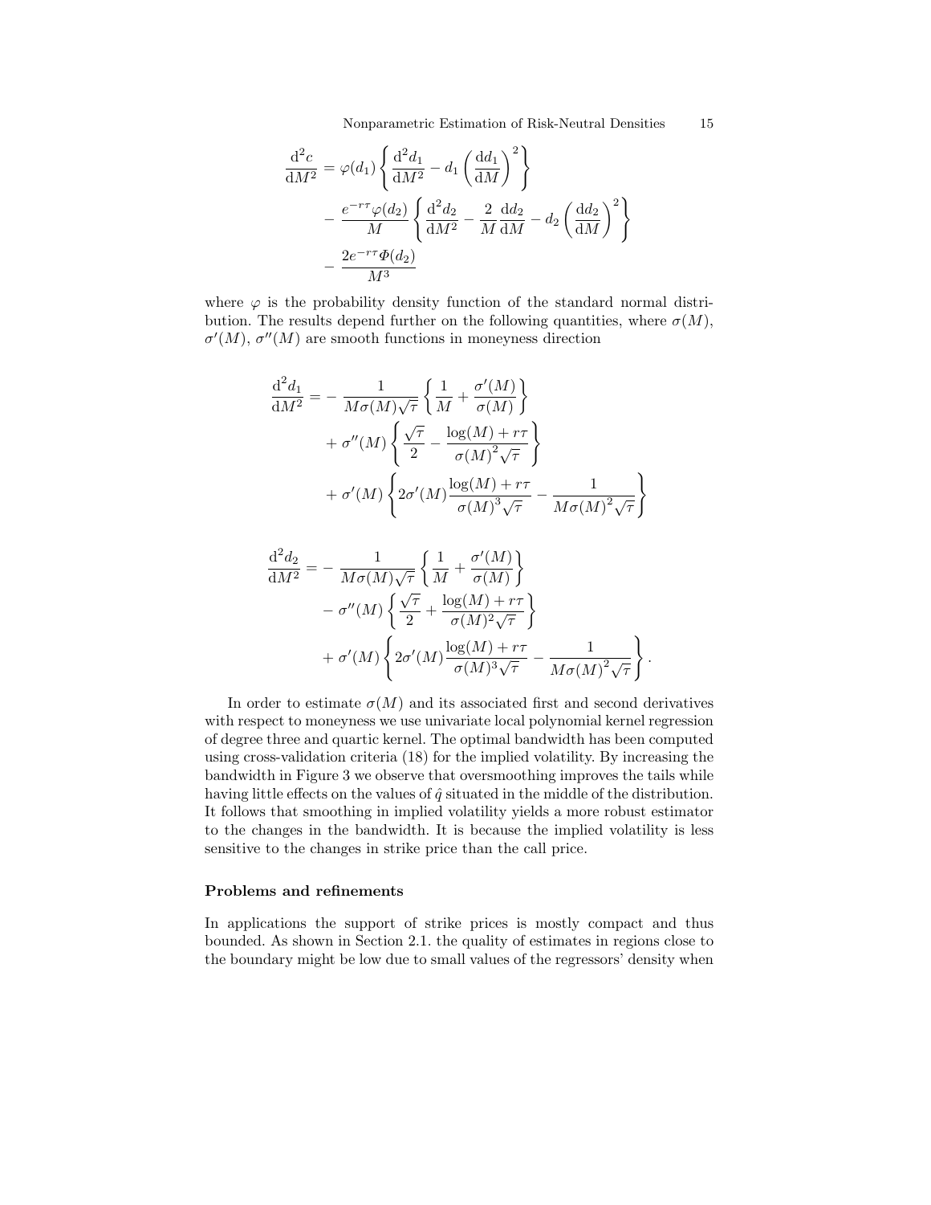$$
\begin{aligned}
\frac{\mathrm{d}^2 c}{\mathrm{d}M^2} &= \varphi(d_1)\left\{\frac{\mathrm{d}^2 d_1}{\mathrm{d}M^2} - d_1\left(\frac{\mathrm{d}d_1}{\mathrm{d}M}\right)^2\right\} \\
&\quad - \frac{e^{-r\tau}\varphi(d_2)}{M}\left\{\frac{\mathrm{d}^2 d_2}{\mathrm{d}M^2} - \frac{2}{M}\frac{\mathrm{d}d_2}{\mathrm{d}M} - d_2\left(\frac{\mathrm{d}d_2}{\mathrm{d}M}\right)^2\right\} \\
&\quad - \frac{2e^{-r\tau}\Phi(d_2)}{M^3}
\end{aligned}
$$

where $\varphi$ is the probability density function of the standard normal distribution. The results depend further on the following quantities, where $\sigma(M)$, $\sigma'(M)$, $\sigma''(M)$ are smooth functions in moneyness direction

$$
\begin{aligned}
\frac{\mathrm{d}^2 d_1}{\mathrm{d}M^2} &= -\frac{1}{M\sigma(M)\sqrt{\tau}}\left\{\frac{1}{M} + \frac{\sigma'(M)}{\sigma(M)}\right\} \\
&\quad + \sigma''(M)\left\{\frac{\sqrt{\tau}}{2} - \frac{\log(M) + r\tau}{\sigma(M)^2\sqrt{\tau}}\right\} \\
&\quad + \sigma'(M)\left\{2\sigma'(M)\frac{\log(M) + r\tau}{\sigma(M)^3\sqrt{\tau}} - \frac{1}{M\sigma(M)^2\sqrt{\tau}}\right\}
\end{aligned}
$$

$$
\begin{aligned}
\frac{\mathrm{d}^2 d_2}{\mathrm{d}M^2} &= -\frac{1}{M\sigma(M)\sqrt{\tau}}\left\{\frac{1}{M} + \frac{\sigma'(M)}{\sigma(M)}\right\} \\
&\quad - \sigma''(M)\left\{\frac{\sqrt{\tau}}{2} + \frac{\log(M) + r\tau}{\sigma(M)^2\sqrt{\tau}}\right\} \\
&\quad + \sigma'(M)\left\{2\sigma'(M)\frac{\log(M) + r\tau}{\sigma(M)^3\sqrt{\tau}} - \frac{1}{M\sigma(M)^2\sqrt{\tau}}\right\}.
\end{aligned}
$$

In order to estimate $\sigma(M)$ and its associated first and second derivatives with respect to moneyness we use univariate local polynomial kernel regression of degree three and quartic kernel. The optimal bandwidth has been computed using cross-validation criteria (18) for the implied volatility. By increasing the bandwidth in Figure 3 we observe that oversmoothing improves the tails while having little effects on the values of $\hat{q}$ situated in the middle of the distribution. It follows that smoothing in implied volatility yields a more robust estimator to the changes in the bandwidth. It is because the implied volatility is less sensitive to the changes in strike price than the call price.

### Problems and refinements

In applications the support of strike prices is mostly compact and thus bounded. As shown in Section 2.1. the quality of estimates in regions close to the boundary might be low due to small values of the regressors' density when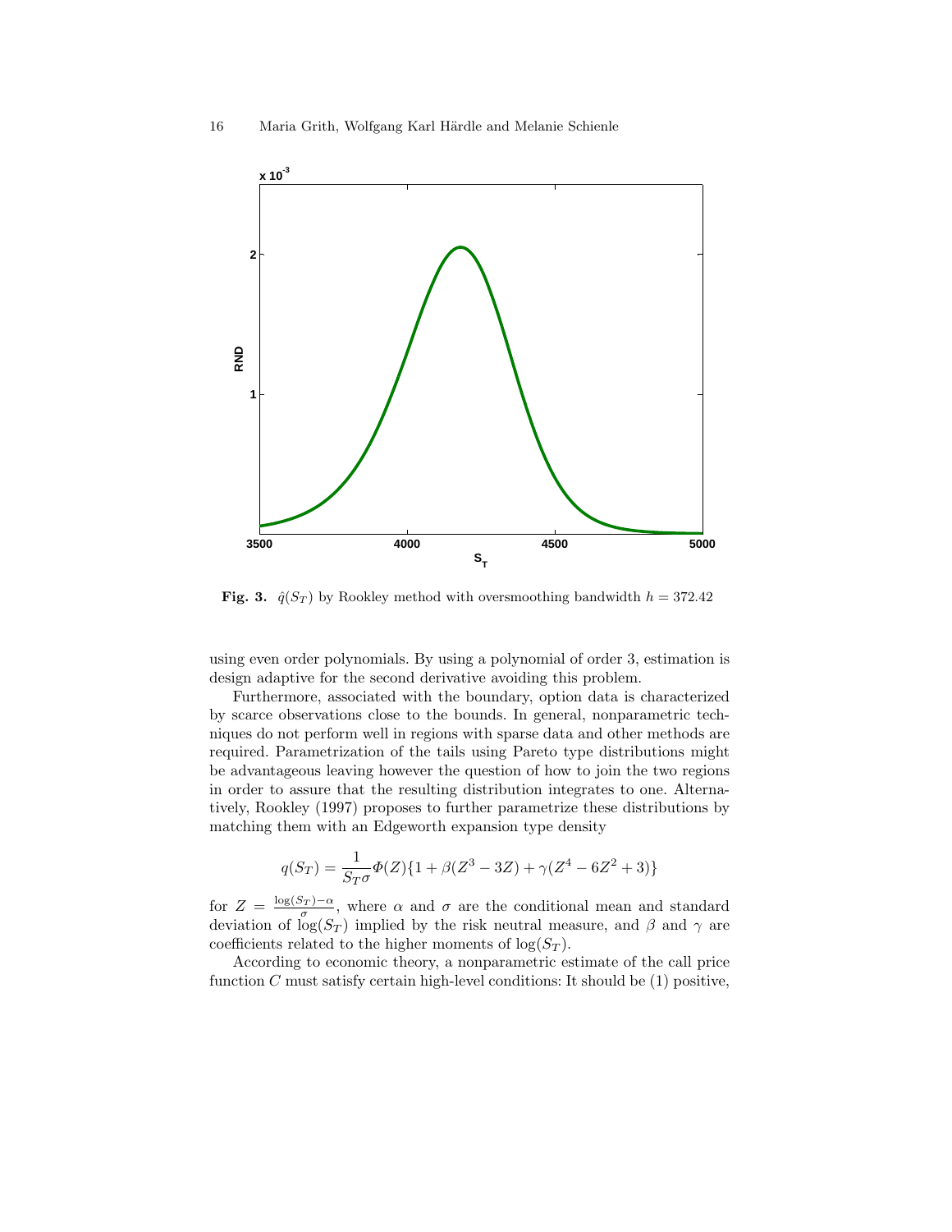**Fig. 3.** $\hat{q}(S_T)$ by Rookley method with oversmoothing bandwidth $h = 372.42$

using even order polynomials. By using a polynomial of order 3, estimation is design adaptive for the second derivative avoiding this problem.

Furthermore, associated with the boundary, option data is characterized by scarce observations close to the bounds. In general, nonparametric techniques do not perform well in regions with sparse data and other methods are required. Parametrization of the tails using Pareto type distributions might be advantageous leaving however the question of how to join the two regions in order to assure that the resulting distribution integrates to one. Alternatively, Rookley (1997) proposes to further parametrize these distributions by matching them with an Edgeworth expansion type density

$$q(S_T) = \frac{1}{S_T \sigma} \Phi(Z)\{1 + \beta(Z^3 - 3Z) + \gamma(Z^4 - 6Z^2 + 3)\}$$

for $Z = \frac{\log(S_T) - \alpha}{\sigma}$, where $\alpha$ and $\sigma$ are the conditional mean and standard deviation of $\log(S_T)$ implied by the risk neutral measure, and $\beta$ and $\gamma$ are coefficients related to the higher moments of $\log(S_T)$.

According to economic theory, a nonparametric estimate of the call price function $C$ must satisfy certain high-level conditions: It should be (1) positive,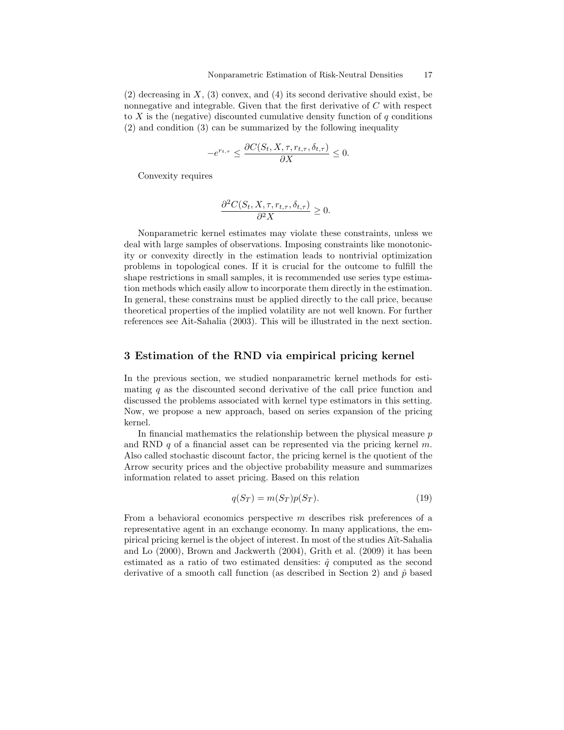(2) decreasing in $X$, (3) convex, and (4) its second derivative should exist, be nonnegative and integrable. Given that the first derivative of $C$ with respect to $X$ is the (negative) discounted cumulative density function of $q$ conditions (2) and condition (3) can be summarized by the following inequality

$$-e^{r_{t,\tau}} \leq \frac{\partial C(S_t, X, \tau, r_{t,\tau}, \delta_{t,\tau})}{\partial X} \leq 0.$$

Convexity requires

$$\frac{\partial^2 C(S_t, X, \tau, r_{t,\tau}, \delta_{t,\tau})}{\partial^2 X} \geq 0.$$

Nonparametric kernel estimates may violate these constraints, unless we deal with large samples of observations. Imposing constraints like monotonicity or convexity directly in the estimation leads to nontrivial optimization problems in topological cones. If it is crucial for the outcome to fulfill the shape restrictions in small samples, it is recommended use series type estimation methods which easily allow to incorporate them directly in the estimation. In general, these constrains must be applied directly to the call price, because theoretical properties of the implied volatility are not well known. For further references see Ait-Sahalia (2003). This will be illustrated in the next section.

## 3 Estimation of the RND via empirical pricing kernel

In the previous section, we studied nonparametric kernel methods for estimating $q$ as the discounted second derivative of the call price function and discussed the problems associated with kernel type estimators in this setting. Now, we propose a new approach, based on series expansion of the pricing kernel.

In financial mathematics the relationship between the physical measure $p$ and RND $q$ of a financial asset can be represented via the pricing kernel $m$. Also called stochastic discount factor, the pricing kernel is the quotient of the Arrow security prices and the objective probability measure and summarizes information related to asset pricing. Based on this relation

$$q(S_T) = m(S_T)p(S_T). \tag{19}$$

From a behavioral economics perspective $m$ describes risk preferences of a representative agent in an exchange economy. In many applications, the empirical pricing kernel is the object of interest. In most of the studies Aït-Sahalia and Lo (2000), Brown and Jackwerth (2004), Grith et al. (2009) it has been estimated as a ratio of two estimated densities: $\hat{q}$ computed as the second derivative of a smooth call function (as described in Section 2) and $\hat{p}$ based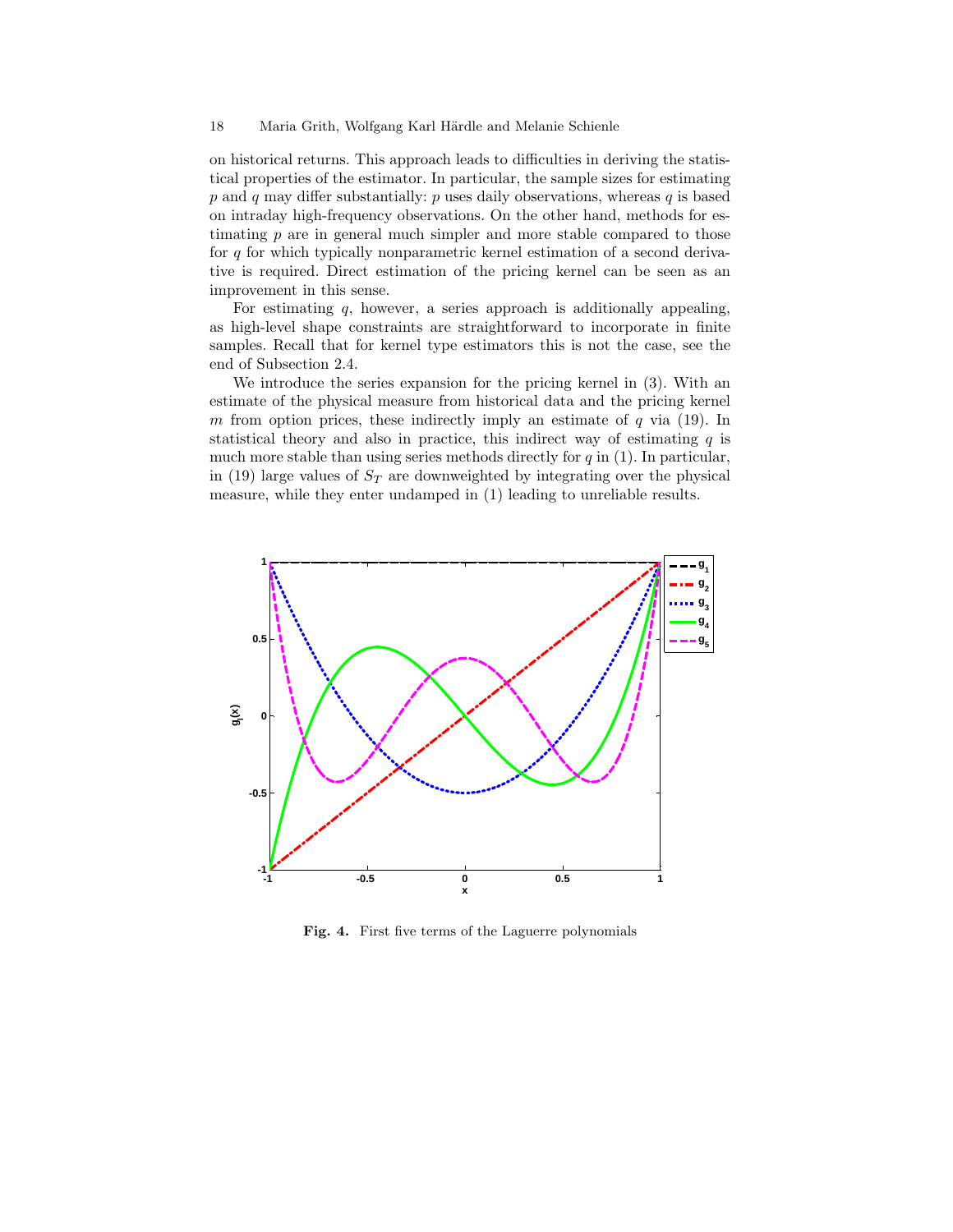on historical returns. This approach leads to difficulties in deriving the statistical properties of the estimator. In particular, the sample sizes for estimating $p$ and $q$ may differ substantially: $p$ uses daily observations, whereas $q$ is based on intraday high-frequency observations. On the other hand, methods for estimating $p$ are in general much simpler and more stable compared to those for $q$ for which typically nonparametric kernel estimation of a second derivative is required. Direct estimation of the pricing kernel can be seen as an improvement in this sense.

For estimating $q$, however, a series approach is additionally appealing, as high-level shape constraints are straightforward to incorporate in finite samples. Recall that for kernel type estimators this is not the case, see the end of Subsection 2.4.

We introduce the series expansion for the pricing kernel in (3). With an estimate of the physical measure from historical data and the pricing kernel $m$ from option prices, these indirectly imply an estimate of $q$ via (19). In statistical theory and also in practice, this indirect way of estimating $q$ is much more stable than using series methods directly for $q$ in (1). In particular, in (19) large values of $S_T$ are downweighted by integrating over the physical measure, while they enter undamped in (1) leading to unreliable results.

**Fig. 4.** First five terms of the Laguerre polynomials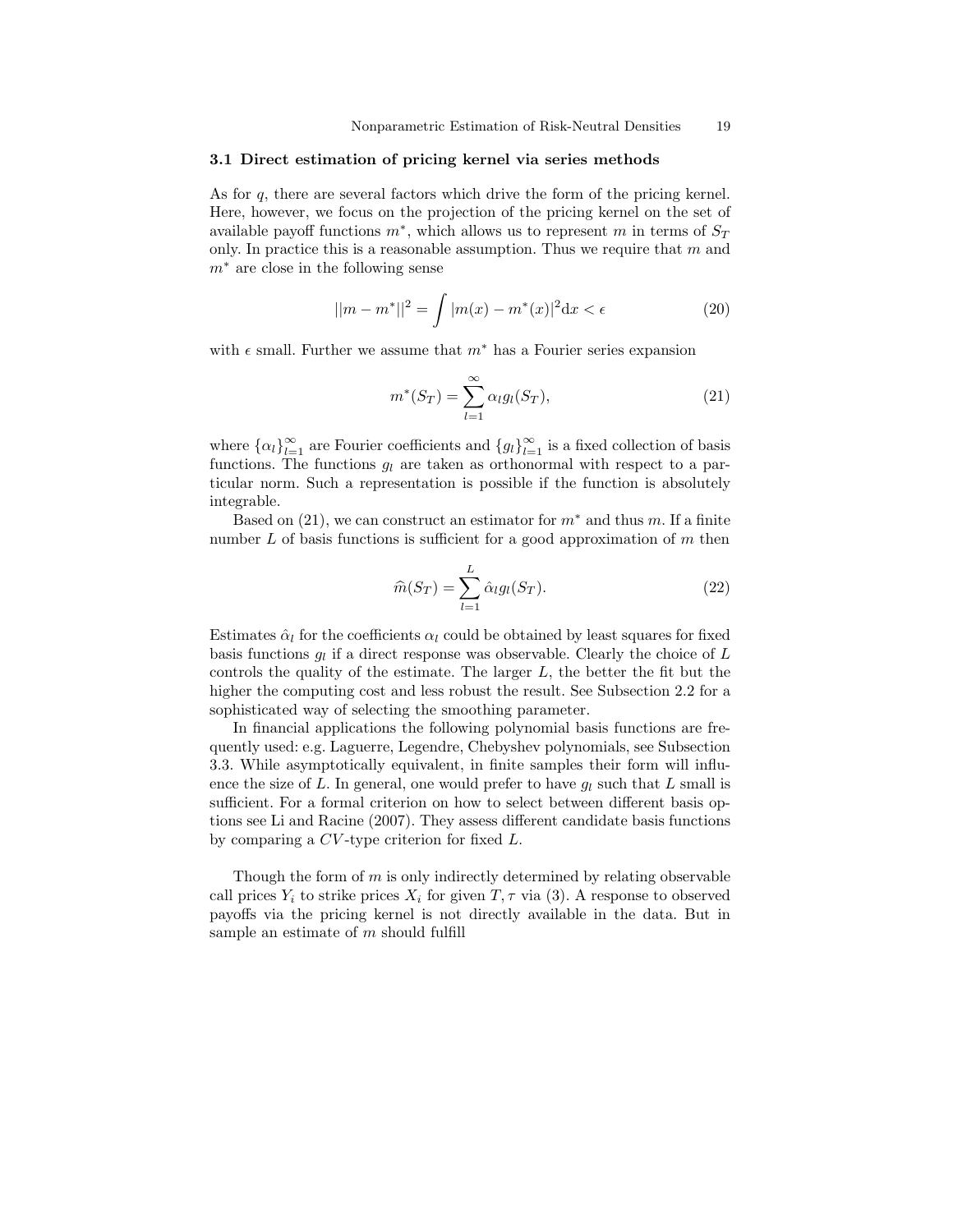### 3.1 Direct estimation of pricing kernel via series methods

As for $q$, there are several factors which drive the form of the pricing kernel. Here, however, we focus on the projection of the pricing kernel on the set of available payoff functions $m^*$, which allows us to represent $m$ in terms of $S_T$ only. In practice this is a reasonable assumption. Thus we require that $m$ and $m^*$ are close in the following sense

$$||m - m^*||^2 = \int |m(x) - m^*(x)|^2 \mathrm{d}x < \epsilon \tag{20}$$

with $\epsilon$ small. Further we assume that $m^*$ has a Fourier series expansion

$$m^*(S_T) = \sum_{l=1}^{\infty} \alpha_l g_l(S_T), \tag{21}$$

where $\{\alpha_l\}_{l=1}^{\infty}$ are Fourier coefficients and $\{g_l\}_{l=1}^{\infty}$ is a fixed collection of basis functions. The functions $g_l$ are taken as orthonormal with respect to a particular norm. Such a representation is possible if the function is absolutely integrable.

Based on (21), we can construct an estimator for $m^*$ and thus $m$. If a finite number $L$ of basis functions is sufficient for a good approximation of $m$ then

$$\widehat{m}(S_T) = \sum_{l=1}^{L} \hat{\alpha}_l g_l(S_T). \tag{22}$$

Estimates $\hat{\alpha}_l$ for the coefficients $\alpha_l$ could be obtained by least squares for fixed basis functions $g_l$ if a direct response was observable. Clearly the choice of $L$ controls the quality of the estimate. The larger $L$, the better the fit but the higher the computing cost and less robust the result. See Subsection 2.2 for a sophisticated way of selecting the smoothing parameter.

In financial applications the following polynomial basis functions are frequently used: e.g. Laguerre, Legendre, Chebyshev polynomials, see Subsection 3.3. While asymptotically equivalent, in finite samples their form will influence the size of $L$. In general, one would prefer to have $g_l$ such that $L$ small is sufficient. For a formal criterion on how to select between different basis options see Li and Racine (2007). They assess different candidate basis functions by comparing a $CV$-type criterion for fixed $L$.

Though the form of $m$ is only indirectly determined by relating observable call prices $Y_i$ to strike prices $X_i$ for given $T, \tau$ via (3). A response to observed payoffs via the pricing kernel is not directly available in the data. But in sample an estimate of $m$ should fulfill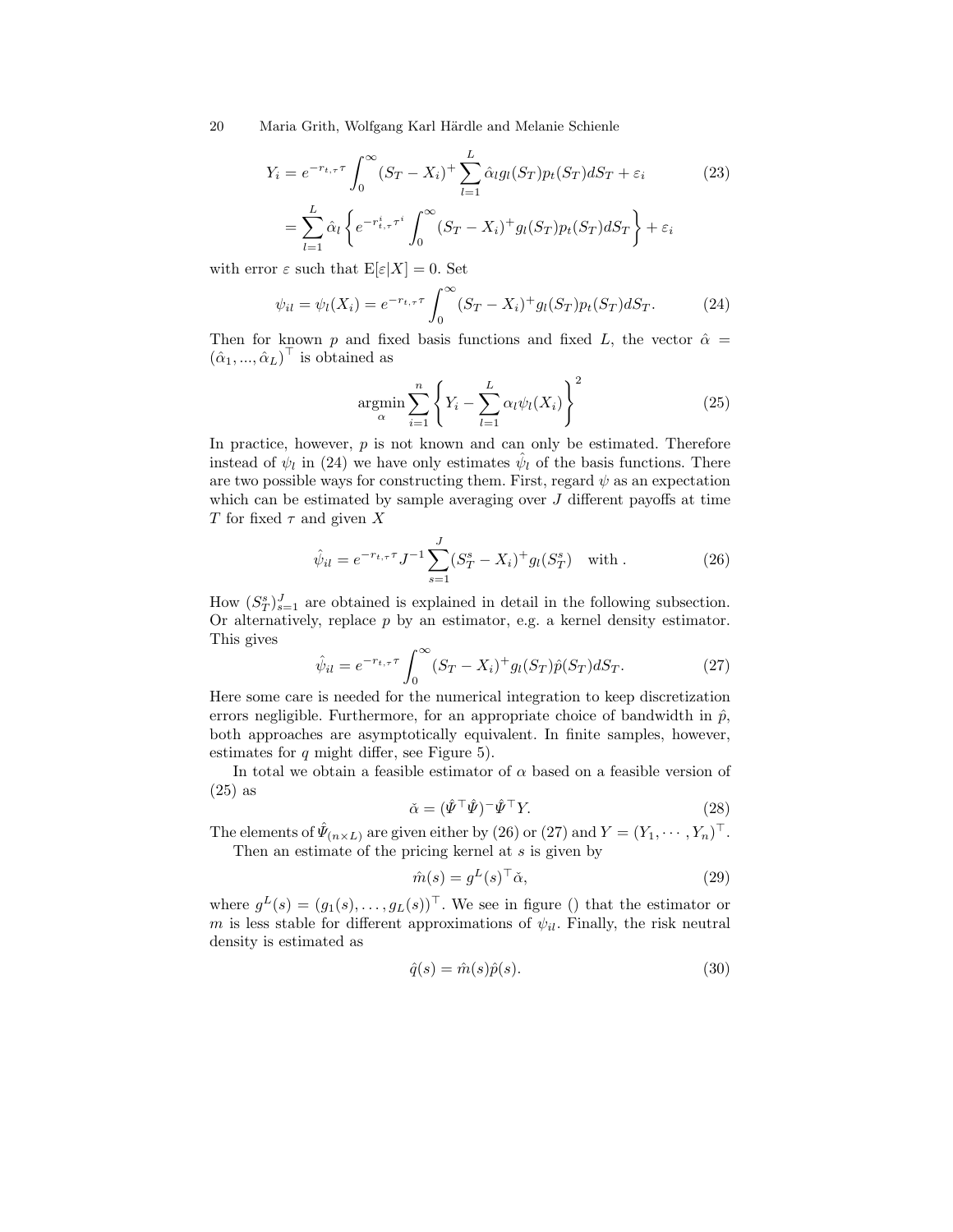$$
\begin{aligned}
Y_i &= e^{-r_{t,\tau}\tau} \int_0^\infty (S_T - X_i)^+ \sum_{l=1}^{L} \hat{\alpha}_l g_l(S_T) p_t(S_T) dS_T + \varepsilon_i \\
&= \sum_{l=1}^{L} \hat{\alpha}_l \left\{ e^{-r^i_{t,\tau}\tau^i} \int_0^\infty (S_T - X_i)^+ g_l(S_T) p_t(S_T) dS_T \right\} + \varepsilon_i
\end{aligned} \tag{23}
$$

with error $\varepsilon$ such that $\mathrm{E}[\varepsilon|X] = 0$. Set

$$
\psi_{il} = \psi_l(X_i) = e^{-r_{t,\tau}\tau} \int_0^\infty (S_T - X_i)^+ g_l(S_T) p_t(S_T) dS_T. \tag{24}
$$

Then for known $p$ and fixed basis functions and fixed $L$, the vector $\hat{\alpha} = (\hat{\alpha}_1, ..., \hat{\alpha}_L)^\top$ is obtained as

$$
\underset{\alpha}{\operatorname{argmin}} \sum_{i=1}^{n} \left\{ Y_i - \sum_{l=1}^{L} \alpha_l \psi_l(X_i) \right\}^2 \tag{25}
$$

In practice, however, $p$ is not known and can only be estimated. Therefore instead of $\psi_l$ in (24) we have only estimates $\hat{\psi}_l$ of the basis functions. There are two possible ways for constructing them. First, regard $\psi$ as an expectation which can be estimated by sample averaging over $J$ different payoffs at time $T$ for fixed $\tau$ and given $X$

$$
\hat{\psi}_{il} = e^{-r_{t,\tau}\tau} J^{-1} \sum_{s=1}^{J} (S_T^s - X_i)^+ g_l(S_T^s) \quad \text{with} . \tag{26}
$$

How $(S_T^s)_{s=1}^J$ are obtained is explained in detail in the following subsection. Or alternatively, replace $p$ by an estimator, e.g. a kernel density estimator. This gives

$$
\hat{\psi}_{il} = e^{-r_{t,\tau}\tau} \int_0^\infty (S_T - X_i)^+ g_l(S_T) \hat{p}(S_T) dS_T. \tag{27}
$$

Here some care is needed for the numerical integration to keep discretization errors negligible. Furthermore, for an appropriate choice of bandwidth in $\hat{p}$, both approaches are asymptotically equivalent. In finite samples, however, estimates for $q$ might differ, see Figure 5).

In total we obtain a feasible estimator of $\alpha$ based on a feasible version of (25) as

$$
\check{\alpha} = (\hat{\Psi}^\top \hat{\Psi})^{-} \hat{\Psi}^\top Y. \tag{28}
$$

The elements of $\hat{\Psi}_{(n \times L)}$ are given either by (26) or (27) and $Y = (Y_1, \cdots, Y_n)^\top$.

Then an estimate of the pricing kernel at $s$ is given by

$$
\hat{m}(s) = g^L(s)^\top \check{\alpha}, \tag{29}
$$

where $g^L(s) = (g_1(s), \ldots, g_L(s))^\top$. We see in figure () that the estimator or $m$ is less stable for different approximations of $\psi_{il}$. Finally, the risk neutral density is estimated as

$$
\hat{q}(s) = \hat{m}(s)\hat{p}(s). \tag{30}
$$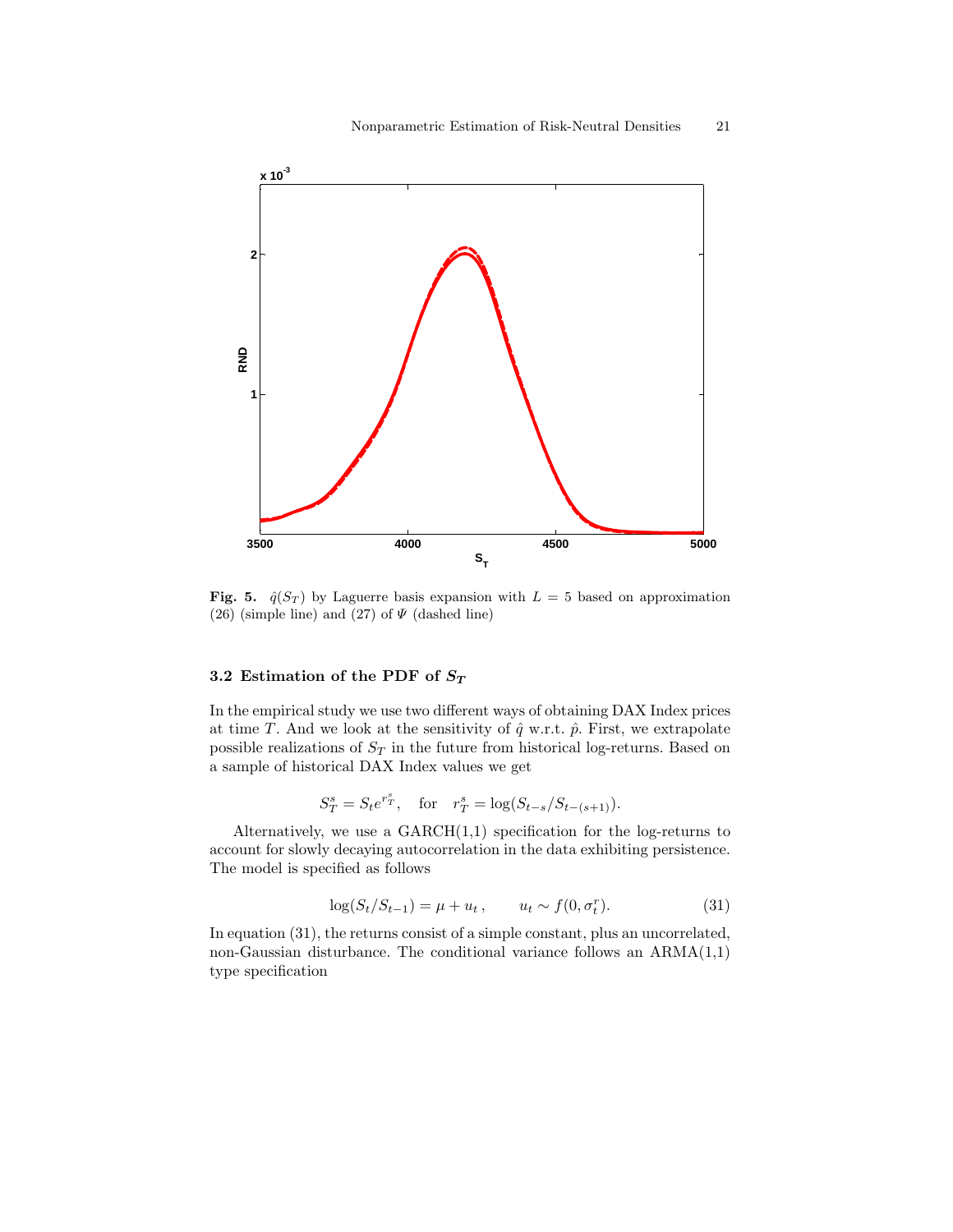**Fig. 5.** $\hat{q}(S_T)$ by Laguerre basis expansion with $L = 5$ based on approximation (26) (simple line) and (27) of $\Psi$ (dashed line)

### 3.2 Estimation of the PDF of $S_T$

In the empirical study we use two different ways of obtaining DAX Index prices at time $T$. And we look at the sensitivity of $\hat{q}$ w.r.t. $\hat{p}$. First, we extrapolate possible realizations of $S_T$ in the future from historical log-returns. Based on a sample of historical DAX Index values we get

$$S_T^s = S_t e^{r_T^s}, \quad \text{for} \quad r_T^s = \log(S_{t-s}/S_{t-(s+1)}).$$

Alternatively, we use a GARCH(1,1) specification for the log-returns to account for slowly decaying autocorrelation in the data exhibiting persistence. The model is specified as follows

$$\log(S_t/S_{t-1}) = \mu + u_t\,, \qquad u_t \sim f(0, \sigma_t^r). \tag{31}$$

In equation (31), the returns consist of a simple constant, plus an uncorrelated, non-Gaussian disturbance. The conditional variance follows an ARMA(1,1) type specification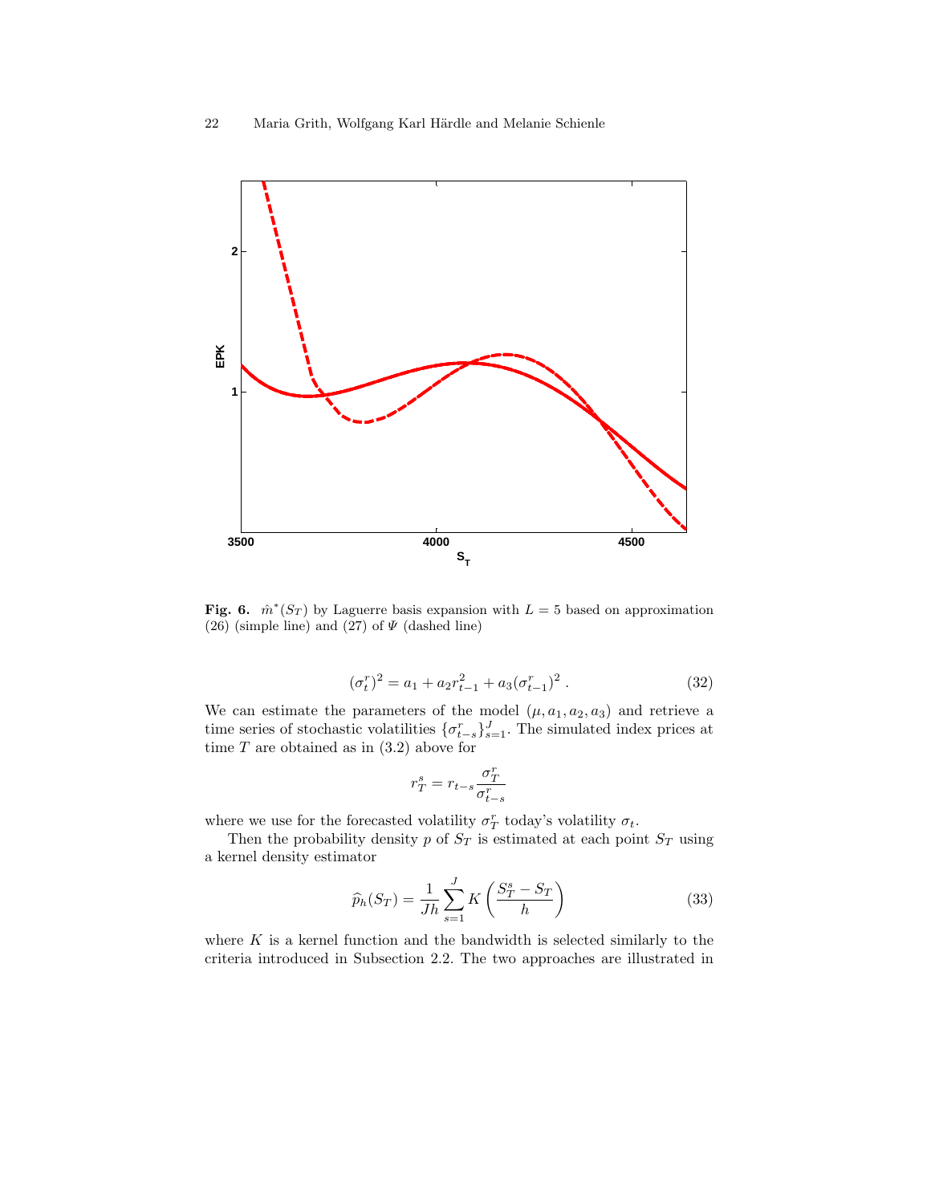**Fig. 6.** $\hat{m}^*(S_T)$ by Laguerre basis expansion with $L = 5$ based on approximation (26) (simple line) and (27) of $\Psi$ (dashed line)

$$(\sigma_t^r)^2 = a_1 + a_2 r_{t-1}^2 + a_3 (\sigma_{t-1}^r)^2 \,. \tag{32}$$

We can estimate the parameters of the model $(\mu, a_1, a_2, a_3)$ and retrieve a time series of stochastic volatilities $\{\sigma_{t-s}^r\}_{s=1}^J$. The simulated index prices at time $T$ are obtained as in (3.2) above for

$$r_T^s = r_{t-s} \frac{\sigma_T^r}{\sigma_{t-s}^r}$$

where we use for the forecasted volatility $\sigma_T^r$ today's volatility $\sigma_t$.

Then the probability density $p$ of $S_T$ is estimated at each point $S_T$ using a kernel density estimator

$$\widehat{p}_h(S_T) = \frac{1}{Jh} \sum_{s=1}^{J} K\left(\frac{S_T^s - S_T}{h}\right) \tag{33}$$

where $K$ is a kernel function and the bandwidth is selected similarly to the criteria introduced in Subsection 2.2. The two approaches are illustrated in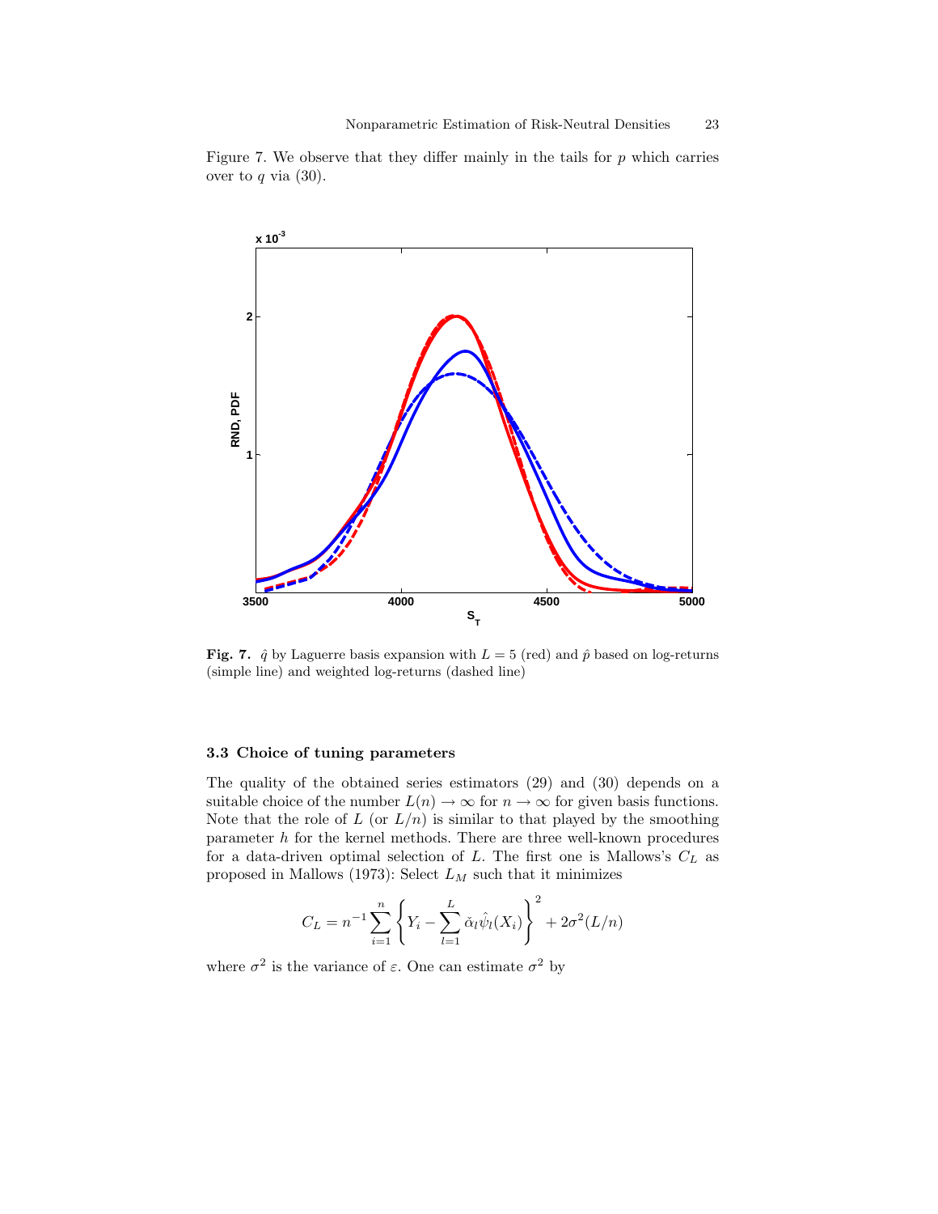Figure 7. We observe that they differ mainly in the tails for $p$ which carries over to $q$ via (30).

**Fig. 7.** $\hat{q}$ by Laguerre basis expansion with $L = 5$ (red) and $\hat{p}$ based on log-returns (simple line) and weighted log-returns (dashed line)

### 3.3 Choice of tuning parameters

The quality of the obtained series estimators (29) and (30) depends on a suitable choice of the number $L(n) \to \infty$ for $n \to \infty$ for given basis functions. Note that the role of $L$ (or $L/n$) is similar to that played by the smoothing parameter $h$ for the kernel methods. There are three well-known procedures for a data-driven optimal selection of $L$. The first one is Mallows's $C_L$ as proposed in Mallows (1973): Select $L_M$ such that it minimizes

$$C_L = n^{-1} \sum_{i=1}^{n} \left\{ Y_i - \sum_{l=1}^{L} \check{\alpha}_l \hat{\psi}_l(X_i) \right\}^2 + 2\sigma^2 (L/n)$$

where $\sigma^2$ is the variance of $\varepsilon$. One can estimate $\sigma^2$ by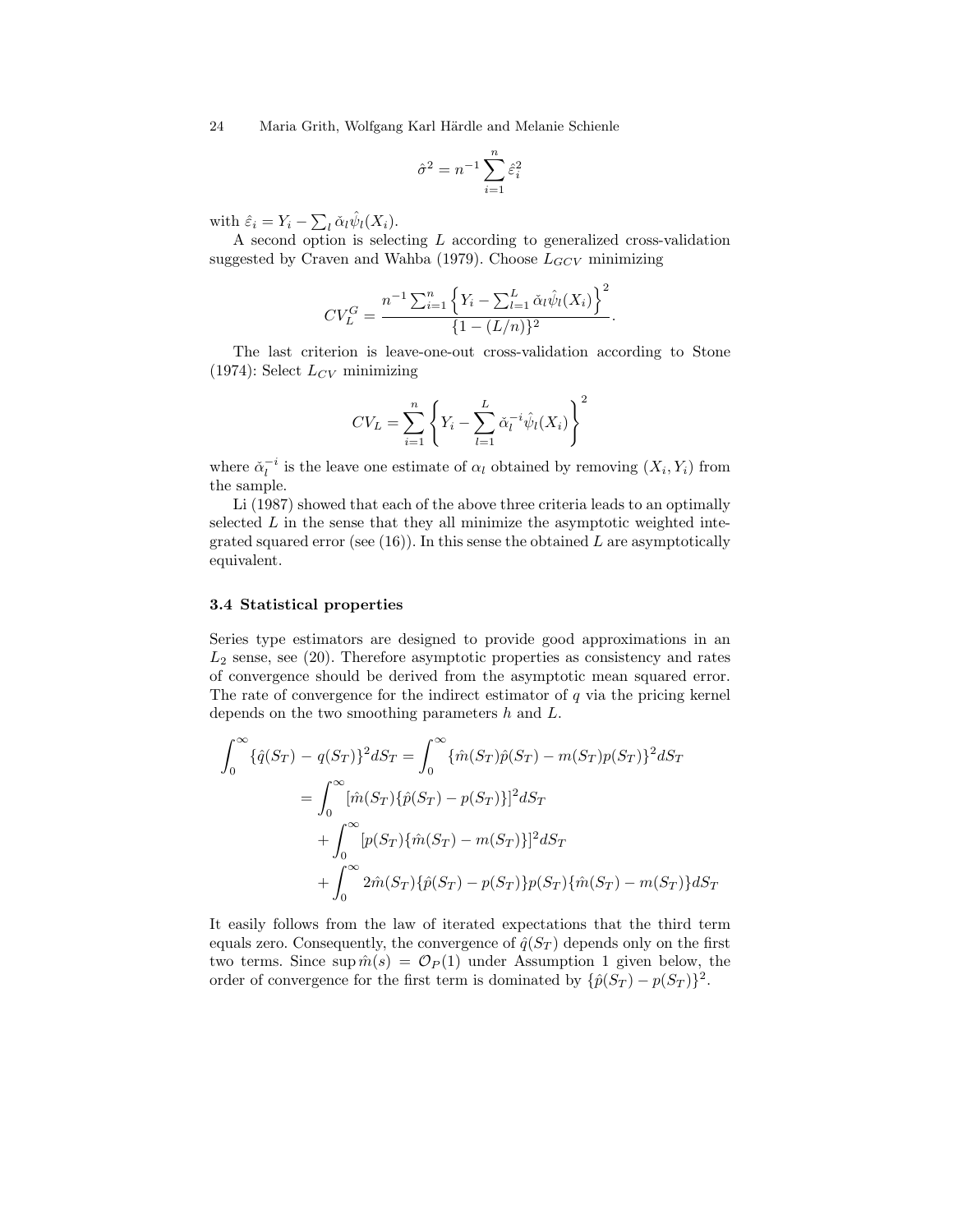$$\hat{\sigma}^2 = n^{-1} \sum_{i=1}^{n} \hat{\varepsilon}_i^2$$

with $\hat{\varepsilon}_i = Y_i - \sum_l \check{\alpha}_l \hat{\psi}_l(X_i)$.

A second option is selecting $L$ according to generalized cross-validation suggested by Craven and Wahba (1979). Choose $L_{GCV}$ minimizing

$$CV_L^G = \frac{n^{-1} \sum_{i=1}^{n} \left\{ Y_i - \sum_{l=1}^{L} \check{\alpha}_l \hat{\psi}_l(X_i) \right\}^2}{\{1 - (L/n)\}^2}.$$

The last criterion is leave-one-out cross-validation according to Stone (1974): Select $L_{CV}$ minimizing

$$CV_L = \sum_{i=1}^{n} \left\{ Y_i - \sum_{l=1}^{L} \check{\alpha}_l^{-i} \hat{\psi}_l(X_i) \right\}^2$$

where $\check{\alpha}_l^{-i}$ is the leave one estimate of $\alpha_l$ obtained by removing $(X_i, Y_i)$ from the sample.

Li (1987) showed that each of the above three criteria leads to an optimally selected $L$ in the sense that they all minimize the asymptotic weighted integrated squared error (see (16)). In this sense the obtained $L$ are asymptotically equivalent.

### 3.4 Statistical properties

Series type estimators are designed to provide good approximations in an $L_2$ sense, see (20). Therefore asymptotic properties as consistency and rates of convergence should be derived from the asymptotic mean squared error. The rate of convergence for the indirect estimator of $q$ via the pricing kernel depends on the two smoothing parameters $h$ and $L$.

$$\begin{aligned}
\int_0^\infty \{\hat{q}(S_T) - q(S_T)\}^2 dS_T &= \int_0^\infty \{\hat{m}(S_T)\hat{p}(S_T) - m(S_T)p(S_T)\}^2 dS_T \\
&= \int_0^\infty [\hat{m}(S_T)\{\hat{p}(S_T) - p(S_T)\}]^2 dS_T \\
&\quad + \int_0^\infty [p(S_T)\{\hat{m}(S_T) - m(S_T)\}]^2 dS_T \\
&\quad + \int_0^\infty 2\hat{m}(S_T)\{\hat{p}(S_T) - p(S_T)\}p(S_T)\{\hat{m}(S_T) - m(S_T)\} dS_T
\end{aligned}$$

It easily follows from the law of iterated expectations that the third term equals zero. Consequently, the convergence of $\hat{q}(S_T)$ depends only on the first two terms. Since $\sup \hat{m}(s) = \mathcal{O}_P(1)$ under Assumption 1 given below, the order of convergence for the first term is dominated by $\{\hat{p}(S_T) - p(S_T)\}^2$.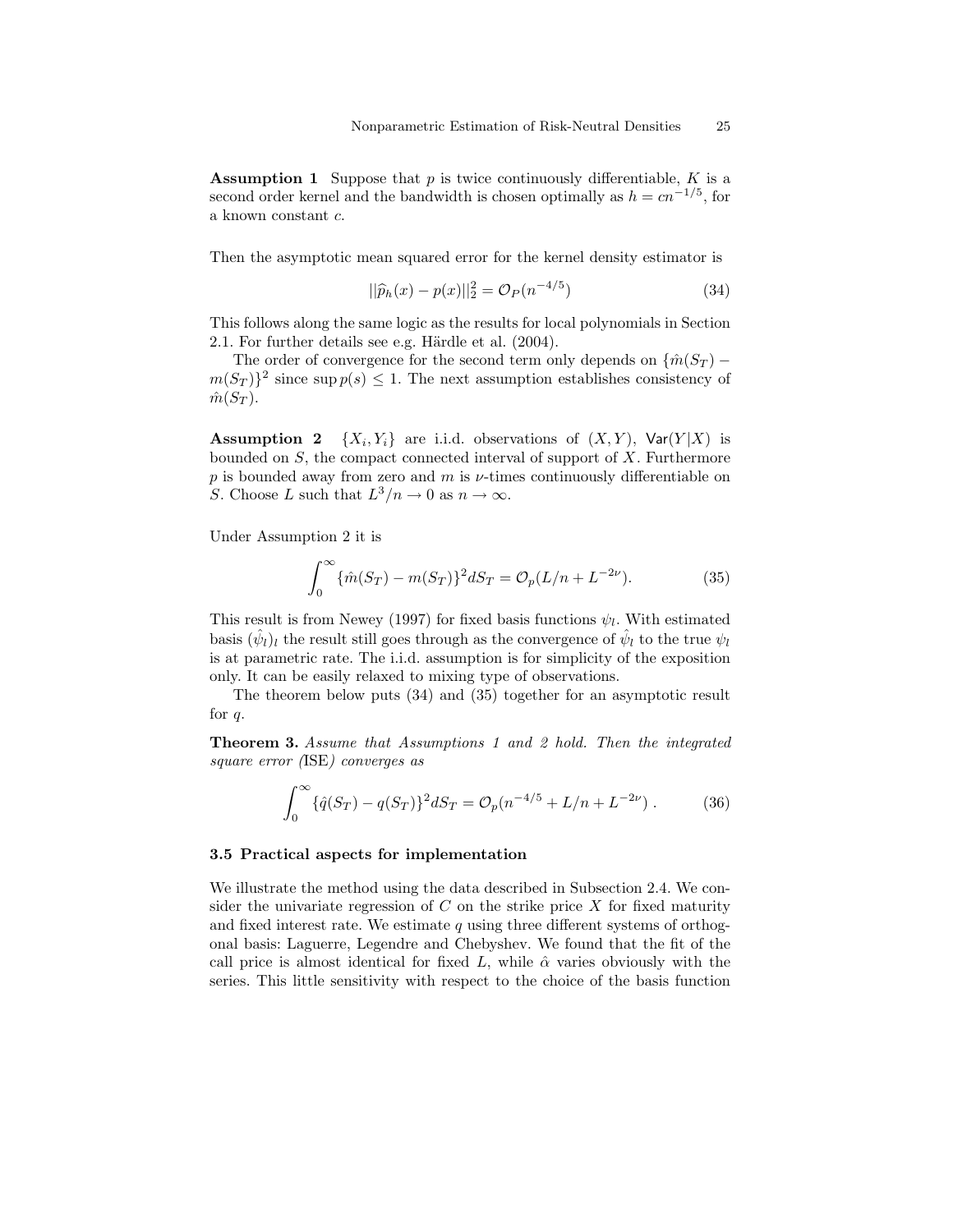**Assumption 1** Suppose that $p$ is twice continuously differentiable, $K$ is a second order kernel and the bandwidth is chosen optimally as $h = cn^{-1/5}$, for a known constant $c$.

Then the asymptotic mean squared error for the kernel density estimator is

$$||\widehat{p}_h(x) - p(x)||_2^2 = \mathcal{O}_P(n^{-4/5}) \tag{34}$$

This follows along the same logic as the results for local polynomials in Section 2.1. For further details see e.g. Härdle et al. (2004).

The order of convergence for the second term only depends on $\{\hat{m}(S_T) - m(S_T)\}^2$ since $\sup p(s) \leq 1$. The next assumption establishes consistency of $\hat{m}(S_T)$.

**Assumption 2** $\{X_i, Y_i\}$ are i.i.d. observations of $(X, Y)$, $\mathsf{Var}(Y|X)$ is bounded on $S$, the compact connected interval of support of $X$. Furthermore $p$ is bounded away from zero and $m$ is $\nu$-times continuously differentiable on $S$. Choose $L$ such that $L^3/n \to 0$ as $n \to \infty$.

Under Assumption 2 it is

$$\int_0^\infty \{\hat{m}(S_T) - m(S_T)\}^2 dS_T = \mathcal{O}_p(L/n + L^{-2\nu}). \tag{35}$$

This result is from Newey (1997) for fixed basis functions $\psi_l$. With estimated basis $(\hat{\psi}_l)_l$ the result still goes through as the convergence of $\hat{\psi}_l$ to the true $\psi_l$ is at parametric rate. The i.i.d. assumption is for simplicity of the exposition only. It can be easily relaxed to mixing type of observations.

The theorem below puts (34) and (35) together for an asymptotic result for $q$.

**Theorem 3.** *Assume that Assumptions 1 and 2 hold. Then the integrated square error (*ISE*) converges as*

$$\int_0^\infty \{\hat{q}(S_T) - q(S_T)\}^2 dS_T = \mathcal{O}_p(n^{-4/5} + L/n + L^{-2\nu}) \,. \tag{36}$$

### 3.5 Practical aspects for implementation

We illustrate the method using the data described in Subsection 2.4. We consider the univariate regression of $C$ on the strike price $X$ for fixed maturity and fixed interest rate. We estimate $q$ using three different systems of orthogonal basis: Laguerre, Legendre and Chebyshev. We found that the fit of the call price is almost identical for fixed $L$, while $\hat{\alpha}$ varies obviously with the series. This little sensitivity with respect to the choice of the basis function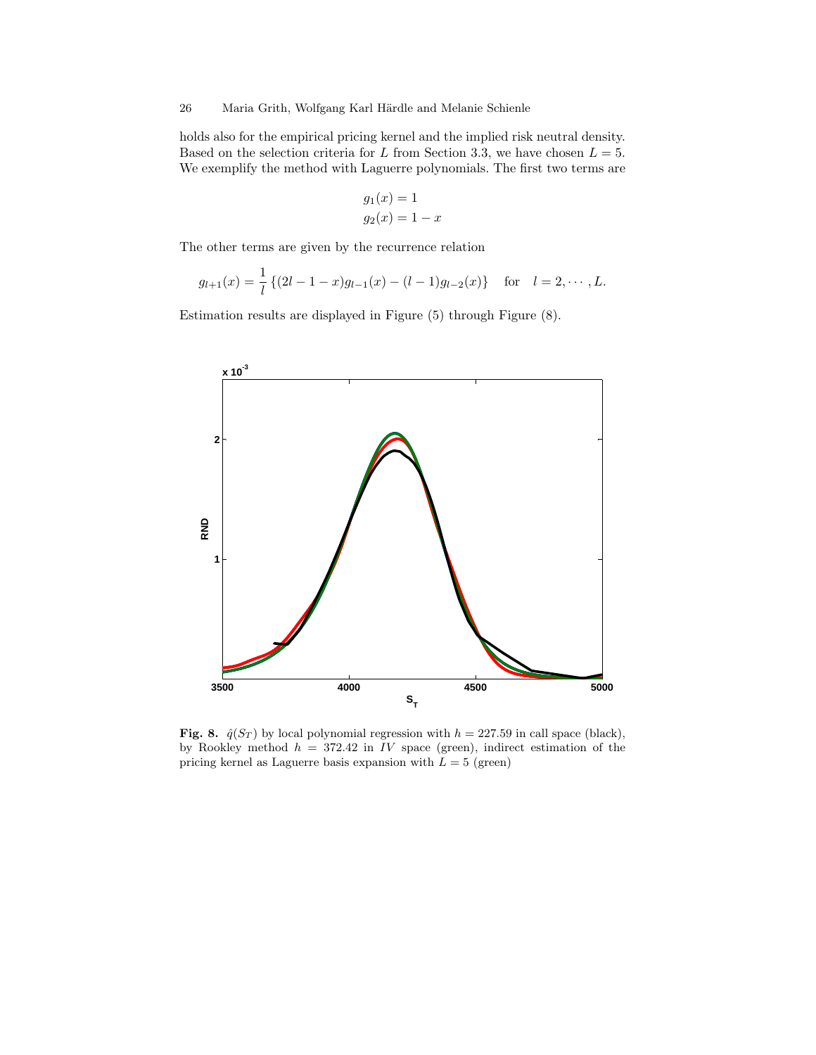holds also for the empirical pricing kernel and the implied risk neutral density. Based on the selection criteria for $L$ from Section 3.3, we have chosen $L = 5$. We exemplify the method with Laguerre polynomials. The first two terms are

$$g_1(x) = 1$$
$$g_2(x) = 1 - x$$

The other terms are given by the recurrence relation

$$g_{l+1}(x) = \frac{1}{l} \left\{ (2l - 1 - x) g_{l-1}(x) - (l - 1) g_{l-2}(x) \right\} \quad \text{for} \quad l = 2, \cdots, L.$$

Estimation results are displayed in Figure (5) through Figure (8).

**Fig. 8.** $\hat{q}(S_T)$ by local polynomial regression with $h = 227.59$ in call space (black), by Rookley method $h = 372.42$ in $IV$ space (green), indirect estimation of the pricing kernel as Laguerre basis expansion with $L = 5$ (green)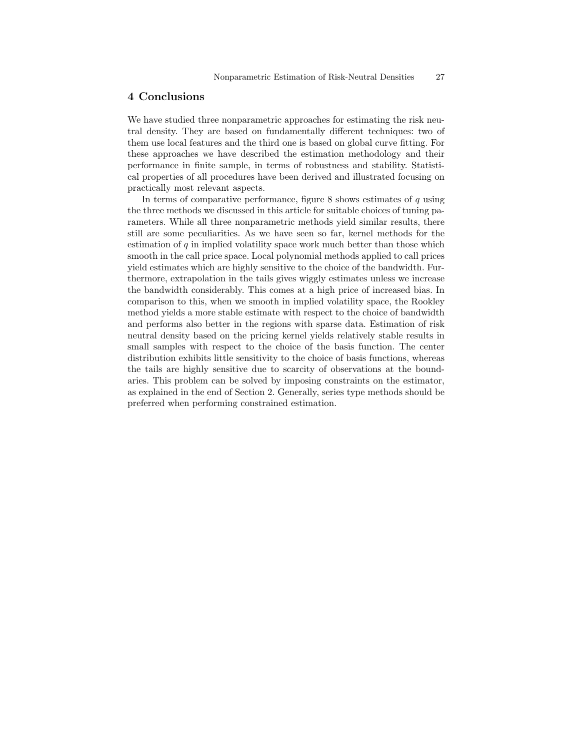## 4 Conclusions

We have studied three nonparametric approaches for estimating the risk neutral density. They are based on fundamentally different techniques: two of them use local features and the third one is based on global curve fitting. For these approaches we have described the estimation methodology and their performance in finite sample, in terms of robustness and stability. Statistical properties of all procedures have been derived and illustrated focusing on practically most relevant aspects.

In terms of comparative performance, figure 8 shows estimates of $q$ using the three methods we discussed in this article for suitable choices of tuning parameters. While all three nonparametric methods yield similar results, there still are some peculiarities. As we have seen so far, kernel methods for the estimation of $q$ in implied volatility space work much better than those which smooth in the call price space. Local polynomial methods applied to call prices yield estimates which are highly sensitive to the choice of the bandwidth. Furthermore, extrapolation in the tails gives wiggly estimates unless we increase the bandwidth considerably. This comes at a high price of increased bias. In comparison to this, when we smooth in implied volatility space, the Rookley method yields a more stable estimate with respect to the choice of bandwidth and performs also better in the regions with sparse data. Estimation of risk neutral density based on the pricing kernel yields relatively stable results in small samples with respect to the choice of the basis function. The center distribution exhibits little sensitivity to the choice of basis functions, whereas the tails are highly sensitive due to scarcity of observations at the boundaries. This problem can be solved by imposing constraints on the estimator, as explained in the end of Section 2. Generally, series type methods should be preferred when performing constrained estimation.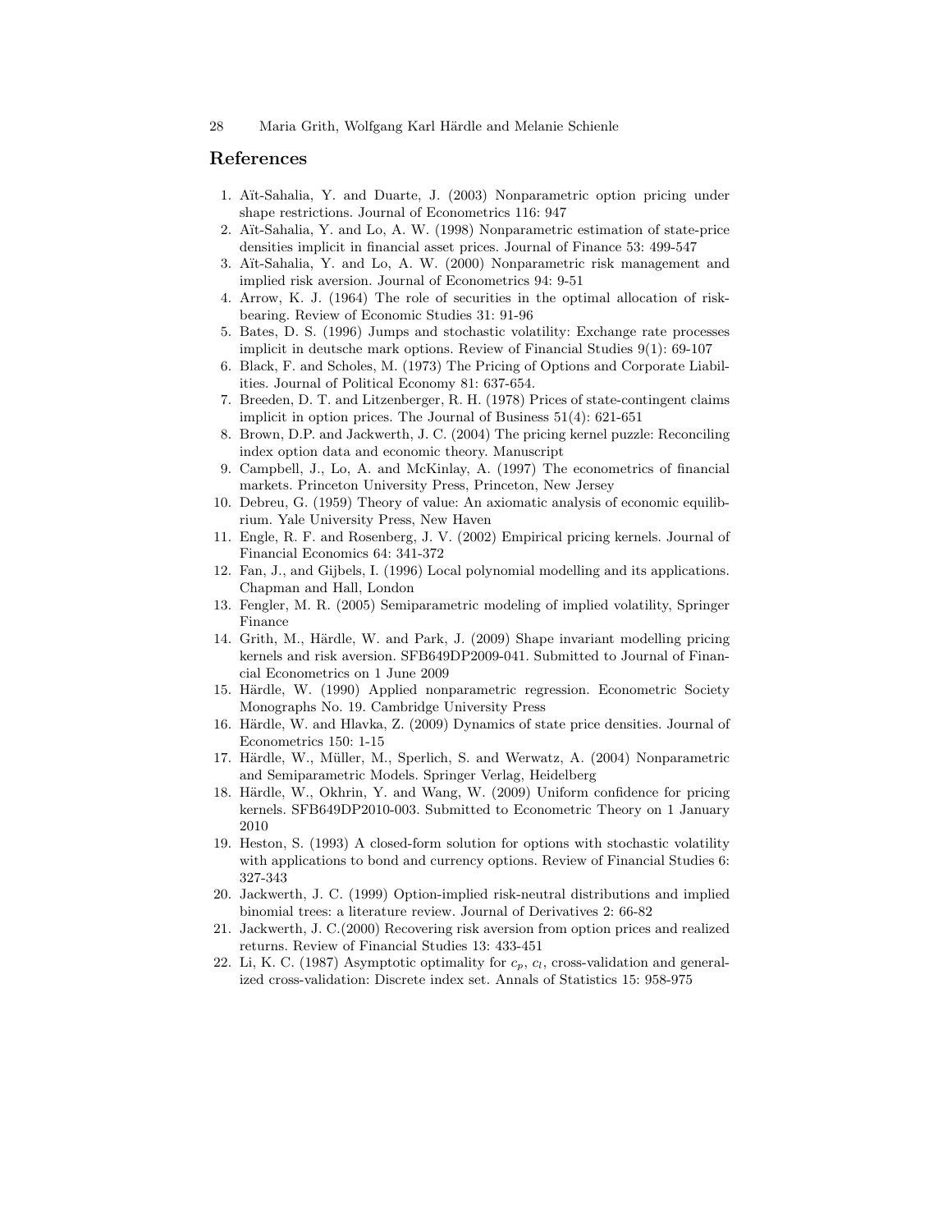## References

1. Aït-Sahalia, Y. and Duarte, J. (2003) Nonparametric option pricing under shape restrictions. Journal of Econometrics 116: 947
2. Aït-Sahalia, Y. and Lo, A. W. (1998) Nonparametric estimation of state-price densities implicit in financial asset prices. Journal of Finance 53: 499-547
3. Aït-Sahalia, Y. and Lo, A. W. (2000) Nonparametric risk management and implied risk aversion. Journal of Econometrics 94: 9-51
4. Arrow, K. J. (1964) The role of securities in the optimal allocation of risk-bearing. Review of Economic Studies 31: 91-96
5. Bates, D. S. (1996) Jumps and stochastic volatility: Exchange rate processes implicit in deutsche mark options. Review of Financial Studies 9(1): 69-107
6. Black, F. and Scholes, M. (1973) The Pricing of Options and Corporate Liabilities. Journal of Political Economy 81: 637-654.
7. Breeden, D. T. and Litzenberger, R. H. (1978) Prices of state-contingent claims implicit in option prices. The Journal of Business 51(4): 621-651
8. Brown, D.P. and Jackwerth, J. C. (2004) The pricing kernel puzzle: Reconciling index option data and economic theory. Manuscript
9. Campbell, J., Lo, A. and McKinlay, A. (1997) The econometrics of financial markets. Princeton University Press, Princeton, New Jersey
10. Debreu, G. (1959) Theory of value: An axiomatic analysis of economic equilibrium. Yale University Press, New Haven
11. Engle, R. F. and Rosenberg, J. V. (2002) Empirical pricing kernels. Journal of Financial Economics 64: 341-372
12. Fan, J., and Gijbels, I. (1996) Local polynomial modelling and its applications. Chapman and Hall, London
13. Fengler, M. R. (2005) Semiparametric modeling of implied volatility, Springer Finance
14. Grith, M., Härdle, W. and Park, J. (2009) Shape invariant modelling pricing kernels and risk aversion. SFB649DP2009-041. Submitted to Journal of Financial Econometrics on 1 June 2009
15. Härdle, W. (1990) Applied nonparametric regression. Econometric Society Monographs No. 19. Cambridge University Press
16. Härdle, W. and Hlavka, Z. (2009) Dynamics of state price densities. Journal of Econometrics 150: 1-15
17. Härdle, W., Müller, M., Sperlich, S. and Werwatz, A. (2004) Nonparametric and Semiparametric Models. Springer Verlag, Heidelberg
18. Härdle, W., Okhrin, Y. and Wang, W. (2009) Uniform confidence for pricing kernels. SFB649DP2010-003. Submitted to Econometric Theory on 1 January 2010
19. Heston, S. (1993) A closed-form solution for options with stochastic volatility with applications to bond and currency options. Review of Financial Studies 6: 327-343
20. Jackwerth, J. C. (1999) Option-implied risk-neutral distributions and implied binomial trees: a literature review. Journal of Derivatives 2: 66-82
21. Jackwerth, J. C.(2000) Recovering risk aversion from option prices and realized returns. Review of Financial Studies 13: 433-451
22. Li, K. C. (1987) Asymptotic optimality for $c_p$, $c_l$, cross-validation and generalized cross-validation: Discrete index set. Annals of Statistics 15: 958-975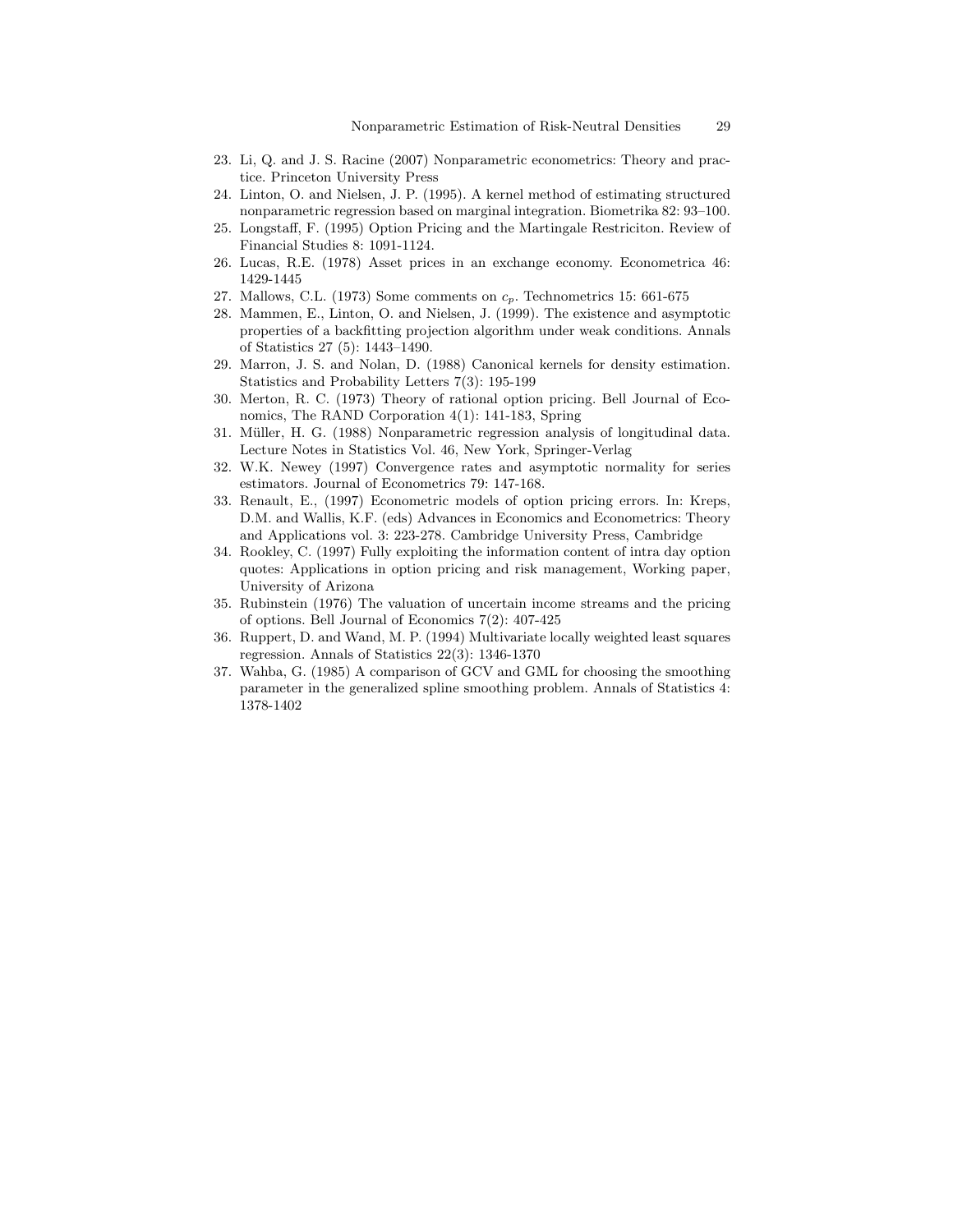23. Li, Q. and J. S. Racine (2007) Nonparametric econometrics: Theory and practice. Princeton University Press
24. Linton, O. and Nielsen, J. P. (1995). A kernel method of estimating structured nonparametric regression based on marginal integration. Biometrika 82: 93–100.
25. Longstaff, F. (1995) Option Pricing and the Martingale Restriciton. Review of Financial Studies 8: 1091-1124.
26. Lucas, R.E. (1978) Asset prices in an exchange economy. Econometrica 46: 1429-1445
27. Mallows, C.L. (1973) Some comments on $c_p$. Technometrics 15: 661-675
28. Mammen, E., Linton, O. and Nielsen, J. (1999). The existence and asymptotic properties of a backfitting projection algorithm under weak conditions. Annals of Statistics 27 (5): 1443–1490.
29. Marron, J. S. and Nolan, D. (1988) Canonical kernels for density estimation. Statistics and Probability Letters 7(3): 195-199
30. Merton, R. C. (1973) Theory of rational option pricing. Bell Journal of Economics, The RAND Corporation 4(1): 141-183, Spring
31. Müller, H. G. (1988) Nonparametric regression analysis of longitudinal data. Lecture Notes in Statistics Vol. 46, New York, Springer-Verlag
32. W.K. Newey (1997) Convergence rates and asymptotic normality for series estimators. Journal of Econometrics 79: 147-168.
33. Renault, E., (1997) Econometric models of option pricing errors. In: Kreps, D.M. and Wallis, K.F. (eds) Advances in Economics and Econometrics: Theory and Applications vol. 3: 223-278. Cambridge University Press, Cambridge
34. Rookley, C. (1997) Fully exploiting the information content of intra day option quotes: Applications in option pricing and risk management, Working paper, University of Arizona
35. Rubinstein (1976) The valuation of uncertain income streams and the pricing of options. Bell Journal of Economics 7(2): 407-425
36. Ruppert, D. and Wand, M. P. (1994) Multivariate locally weighted least squares regression. Annals of Statistics 22(3): 1346-1370
37. Wahba, G. (1985) A comparison of GCV and GML for choosing the smoothing parameter in the generalized spline smoothing problem. Annals of Statistics 4: 1378-1402